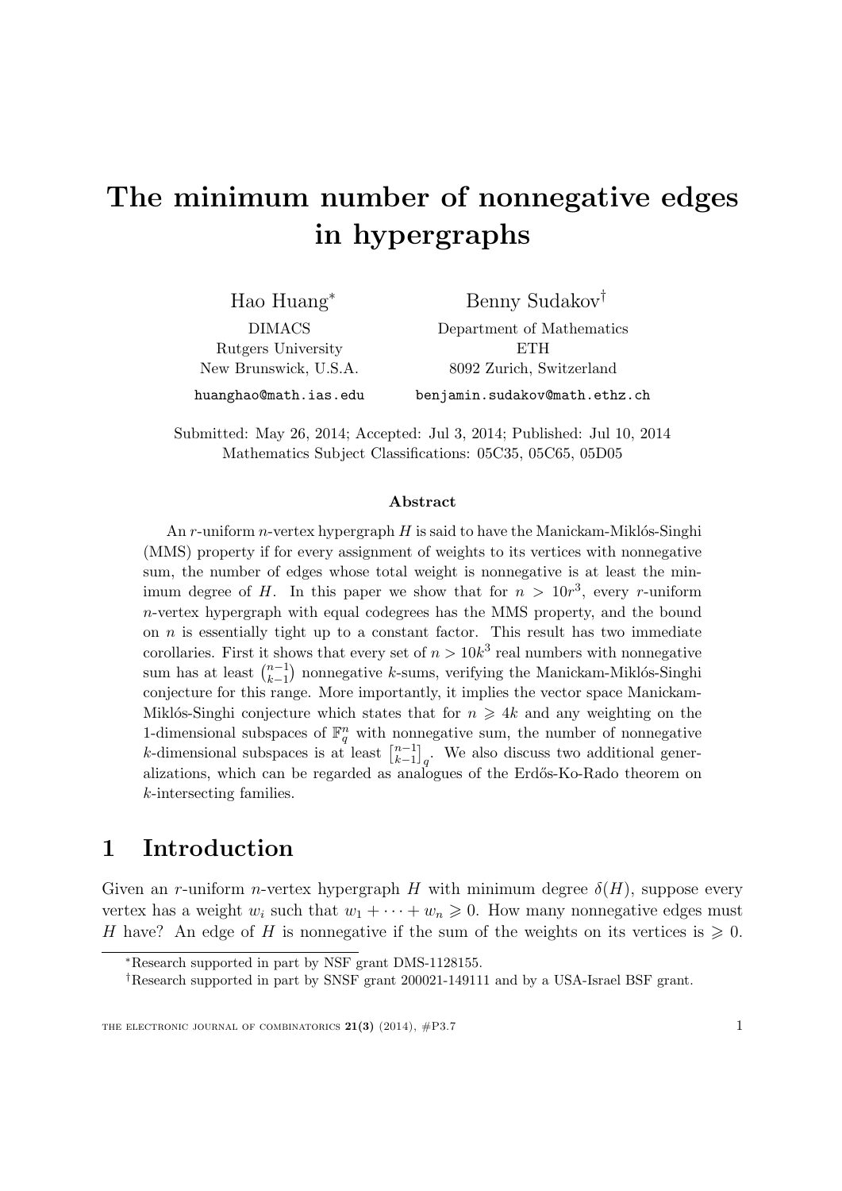# The minimum number of nonnegative edges in hypergraphs

Hao Huang[*]

DIMACS
Rutgers University
New Brunswick, U.S.A.

huanghao@math.ias.edu

Benny Sudakov[†]

Department of Mathematics
ETH
8092 Zurich, Switzerland

benjamin.sudakov@math.ethz.ch

Submitted: May 26, 2014; Accepted: Jul 3, 2014; Published: Jul 10, 2014
Mathematics Subject Classifications: 05C35, 05C65, 05D05

### Abstract

An $r$-uniform $n$-vertex hypergraph $H$ is said to have the Manickam-Miklós-Singhi (MMS) property if for every assignment of weights to its vertices with nonnegative sum, the number of edges whose total weight is nonnegative is at least the minimum degree of $H$. In this paper we show that for $n > 10r^3$, every $r$-uniform $n$-vertex hypergraph with equal codegrees has the MMS property, and the bound on $n$ is essentially tight up to a constant factor. This result has two immediate corollaries. First it shows that every set of $n > 10k^3$ real numbers with nonnegative sum has at least $\binom{n-1}{k-1}$ nonnegative $k$-sums, verifying the Manickam-Miklós-Singhi conjecture for this range. More importantly, it implies the vector space Manickam-Miklós-Singhi conjecture which states that for $n \geqslant 4k$ and any weighting on the 1-dimensional subspaces of $\mathbb{F}_q^n$ with nonnegative sum, the number of nonnegative $k$-dimensional subspaces is at least ${n-1 \brack k-1}_q$. We also discuss two additional generalizations, which can be regarded as analogues of the Erdős-Ko-Rado theorem on $k$-intersecting families.

## 1 Introduction

Given an $r$-uniform $n$-vertex hypergraph $H$ with minimum degree $\delta(H)$, suppose every vertex has a weight $w_i$ such that $w_1 + \cdots + w_n \geqslant 0$. How many nonnegative edges must $H$ have? An edge of $H$ is nonnegative if the sum of the weights on its vertices is $\geqslant 0$.

[*]Research supported in part by NSF grant DMS-1128155.

[†]Research supported in part by SNSF grant 200021-149111 and by a USA-Israel BSF grant.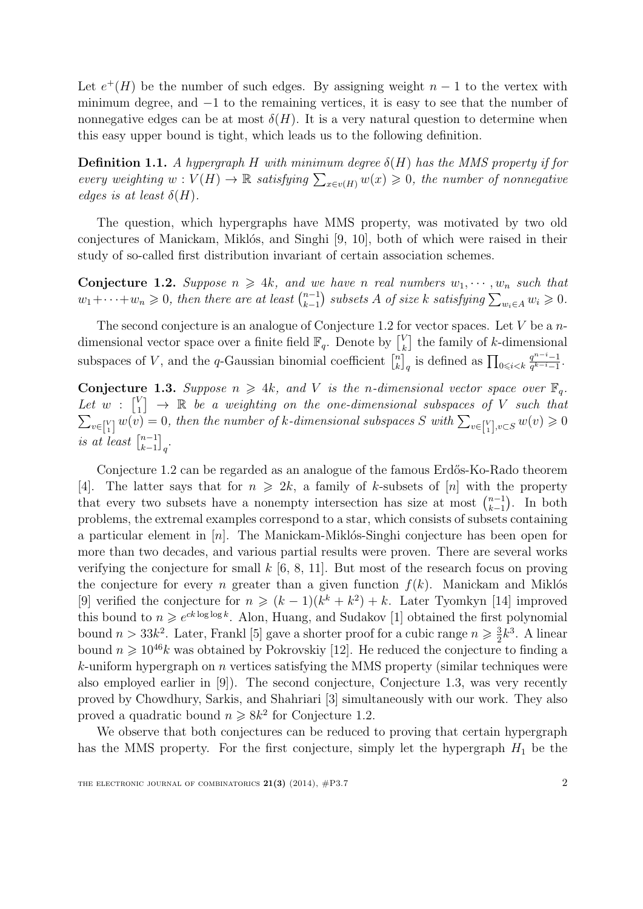Let $e^+(H)$ be the number of such edges. By assigning weight $n-1$ to the vertex with minimum degree, and $-1$ to the remaining vertices, it is easy to see that the number of nonnegative edges can be at most $\delta(H)$. It is a very natural question to determine when this easy upper bound is tight, which leads us to the following definition.

**Definition 1.1.** *A hypergraph $H$ with minimum degree $\delta(H)$ has the MMS property if for every weighting $w : V(H) \to \mathbb{R}$ satisfying $\sum_{x \in v(H)} w(x) \geqslant 0$, the number of nonnegative edges is at least $\delta(H)$.*

The question, which hypergraphs have MMS property, was motivated by two old conjectures of Manickam, Miklós, and Singhi [9, 10], both of which were raised in their study of so-called first distribution invariant of certain association schemes.

**Conjecture 1.2.** *Suppose $n \geqslant 4k$, and we have $n$ real numbers $w_1, \cdots, w_n$ such that $w_1 + \cdots + w_n \geqslant 0$, then there are at least $\binom{n-1}{k-1}$ subsets $A$ of size $k$ satisfying $\sum_{w_i \in A} w_i \geqslant 0$.*

The second conjecture is an analogue of Conjecture 1.2 for vector spaces. Let $V$ be a $n$-dimensional vector space over a finite field $\mathbb{F}_q$. Denote by $\begin{bmatrix} V \\ k \end{bmatrix}$ the family of $k$-dimensional subspaces of $V$, and the $q$-Gaussian binomial coefficient $\begin{bmatrix} n \\ k \end{bmatrix}_q$ is defined as $\prod_{0 \leqslant i < k} \frac{q^{n-i}-1}{q^{k-i}-1}$.

**Conjecture 1.3.** *Suppose $n \geqslant 4k$, and $V$ is the $n$-dimensional vector space over $\mathbb{F}_q$. Let $w : \begin{bmatrix} V \\ 1 \end{bmatrix} \to \mathbb{R}$ be a weighting on the one-dimensional subspaces of $V$ such that $\sum_{v \in \begin{bmatrix} V \\ 1 \end{bmatrix}} w(v) = 0$, then the number of $k$-dimensional subspaces $S$ with $\sum_{v \in \begin{bmatrix} V \\ 1 \end{bmatrix}, v \subset S} w(v) \geqslant 0$ is at least $\begin{bmatrix} n-1 \\ k-1 \end{bmatrix}_q$.*

Conjecture 1.2 can be regarded as an analogue of the famous Erdős-Ko-Rado theorem [4]. The latter says that for $n \geqslant 2k$, a family of $k$-subsets of $[n]$ with the property that every two subsets have a nonempty intersection has size at most $\binom{n-1}{k-1}$. In both problems, the extremal examples correspond to a star, which consists of subsets containing a particular element in $[n]$. The Manickam-Miklós-Singhi conjecture has been open for more than two decades, and various partial results were proven. There are several works verifying the conjecture for small $k$ [6, 8, 11]. But most of the research focus on proving the conjecture for every $n$ greater than a given function $f(k)$. Manickam and Miklós [9] verified the conjecture for $n \geqslant (k-1)(k^k + k^2) + k$. Later Tyomkyn [14] improved this bound to $n \geqslant e^{ck \log \log k}$. Alon, Huang, and Sudakov [1] obtained the first polynomial bound $n > 33k^2$. Later, Frankl [5] gave a shorter proof for a cubic range $n \geqslant \frac{3}{2}k^3$. A linear bound $n \geqslant 10^{46}k$ was obtained by Pokrovskiy [12]. He reduced the conjecture to finding a $k$-uniform hypergraph on $n$ vertices satisfying the MMS property (similar techniques were also employed earlier in [9]). The second conjecture, Conjecture 1.3, was very recently proved by Chowdhury, Sarkis, and Shahriari [3] simultaneously with our work. They also proved a quadratic bound $n \geqslant 8k^2$ for Conjecture 1.2.

We observe that both conjectures can be reduced to proving that certain hypergraph has the MMS property. For the first conjecture, simply let the hypergraph $H_1$ be the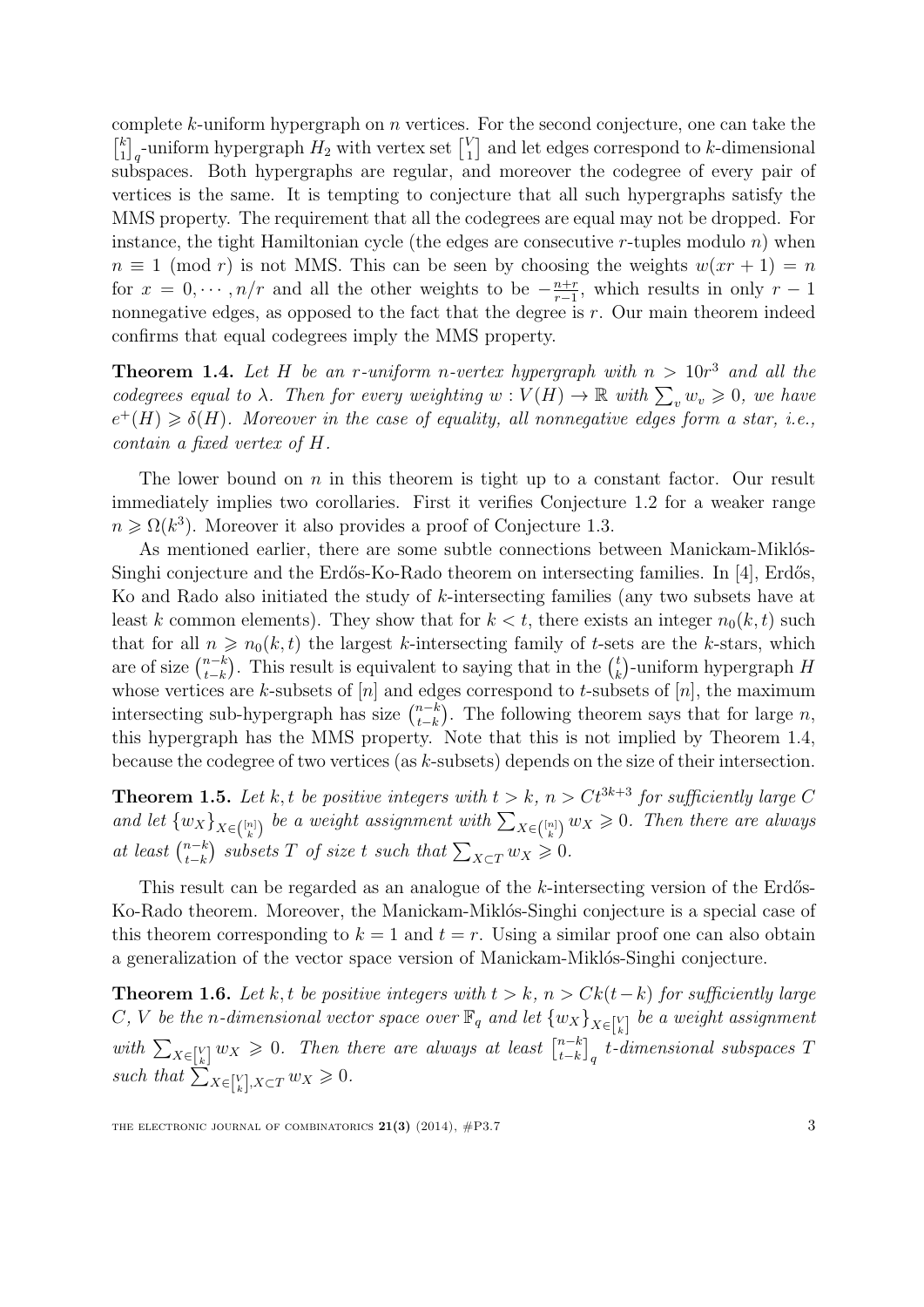complete $k$-uniform hypergraph on $n$ vertices. For the second conjecture, one can take the $\begin{bmatrix} k \\ 1 \end{bmatrix}_q$-uniform hypergraph $H_2$ with vertex set $\begin{bmatrix} V \\ 1 \end{bmatrix}$ and let edges correspond to $k$-dimensional subspaces. Both hypergraphs are regular, and moreover the codegree of every pair of vertices is the same. It is tempting to conjecture that all such hypergraphs satisfy the MMS property. The requirement that all the codegrees are equal may not be dropped. For instance, the tight Hamiltonian cycle (the edges are consecutive $r$-tuples modulo $n$) when $n \equiv 1 \pmod r$ is not MMS. This can be seen by choosing the weights $w(xr+1) = n$ for $x = 0, \cdots, n/r$ and all the other weights to be $-\frac{n+r}{r-1}$, which results in only $r-1$ nonnegative edges, as opposed to the fact that the degree is $r$. Our main theorem indeed confirms that equal codegrees imply the MMS property.

**Theorem 1.4.** *Let $H$ be an $r$-uniform $n$-vertex hypergraph with $n > 10r^3$ and all the codegrees equal to $\lambda$. Then for every weighting $w : V(H) \to \mathbb{R}$ with $\sum_v w_v \geqslant 0$, we have $e^+(H) \geqslant \delta(H)$. Moreover in the case of equality, all nonnegative edges form a star, i.e., contain a fixed vertex of $H$.*

The lower bound on $n$ in this theorem is tight up to a constant factor. Our result immediately implies two corollaries. First it verifies Conjecture 1.2 for a weaker range $n \geqslant \Omega(k^3)$. Moreover it also provides a proof of Conjecture 1.3.

As mentioned earlier, there are some subtle connections between Manickam-Miklós-Singhi conjecture and the Erdős-Ko-Rado theorem on intersecting families. In [4], Erdős, Ko and Rado also initiated the study of $k$-intersecting families (any two subsets have at least $k$ common elements). They show that for $k < t$, there exists an integer $n_0(k,t)$ such that for all $n \geqslant n_0(k,t)$ the largest $k$-intersecting family of $t$-sets are the $k$-stars, which are of size $\binom{n-k}{t-k}$. This result is equivalent to saying that in the $\binom{t}{k}$-uniform hypergraph $H$ whose vertices are $k$-subsets of $[n]$ and edges correspond to $t$-subsets of $[n]$, the maximum intersecting sub-hypergraph has size $\binom{n-k}{t-k}$. The following theorem says that for large $n$, this hypergraph has the MMS property. Note that this is not implied by Theorem 1.4, because the codegree of two vertices (as $k$-subsets) depends on the size of their intersection.

**Theorem 1.5.** *Let $k, t$ be positive integers with $t > k$, $n > Ct^{3k+3}$ for sufficiently large $C$ and let $\{w_X\}_{X \in \binom{[n]}{k}}$ be a weight assignment with $\sum_{X \in \binom{[n]}{k}} w_X \geqslant 0$. Then there are always at least $\binom{n-k}{t-k}$ subsets $T$ of size $t$ such that $\sum_{X \subset T} w_X \geqslant 0$.*

This result can be regarded as an analogue of the $k$-intersecting version of the Erdős-Ko-Rado theorem. Moreover, the Manickam-Miklós-Singhi conjecture is a special case of this theorem corresponding to $k = 1$ and $t = r$. Using a similar proof one can also obtain a generalization of the vector space version of Manickam-Miklós-Singhi conjecture.

**Theorem 1.6.** *Let $k, t$ be positive integers with $t > k$, $n > Ck(t-k)$ for sufficiently large $C$, $V$ be the $n$-dimensional vector space over $\mathbb{F}_q$ and let $\{w_X\}_{X \in \begin{bmatrix} V \\ k \end{bmatrix}}$ be a weight assignment with $\sum_{X \in \begin{bmatrix} V \\ k \end{bmatrix}} w_X \geqslant 0$. Then there are always at least $\begin{bmatrix} n-k \\ t-k \end{bmatrix}_q$ $t$-dimensional subspaces $T$ such that $\sum_{X \in \begin{bmatrix} V \\ k \end{bmatrix}, X \subset T} w_X \geqslant 0$.*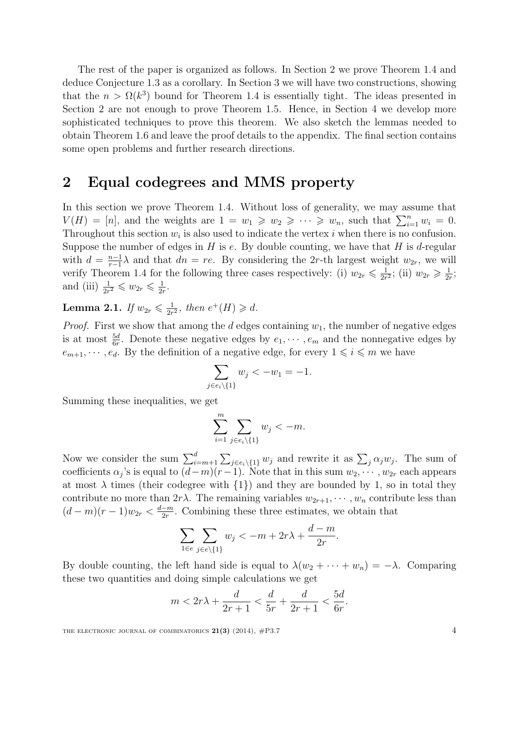The rest of the paper is organized as follows. In Section 2 we prove Theorem 1.4 and deduce Conjecture 1.3 as a corollary. In Section 3 we will have two constructions, showing that the $n > \Omega(k^3)$ bound for Theorem 1.4 is essentially tight. The ideas presented in Section 2 are not enough to prove Theorem 1.5. Hence, in Section 4 we develop more sophisticated techniques to prove this theorem. We also sketch the lemmas needed to obtain Theorem 1.6 and leave the proof details to the appendix. The final section contains some open problems and further research directions.

## 2 Equal codegrees and MMS property

In this section we prove Theorem 1.4. Without loss of generality, we may assume that $V(H) = [n]$, and the weights are $1 = w_1 \geqslant w_2 \geqslant \cdots \geqslant w_n$, such that $\sum_{i=1}^n w_i = 0$. Throughout this section $w_i$ is also used to indicate the vertex $i$ when there is no confusion. Suppose the number of edges in $H$ is $e$. By double counting, we have that $H$ is $d$-regular with $d = \frac{n-1}{r-1}\lambda$ and that $dn = re$. By considering the $2r$-th largest weight $w_{2r}$, we will verify Theorem 1.4 for the following three cases respectively: (i) $w_{2r} \leqslant \frac{1}{2r^2}$; (ii) $w_{2r} \geqslant \frac{1}{2r}$; and (iii) $\frac{1}{2r^2} \leqslant w_{2r} \leqslant \frac{1}{2r}$.

**Lemma 2.1.** *If $w_{2r} \leqslant \frac{1}{2r^2}$, then $e^+(H) \geqslant d$.*

*Proof.* First we show that among the $d$ edges containing $w_1$, the number of negative edges is at most $\frac{5d}{6r}$. Denote these negative edges by $e_1, \cdots, e_m$ and the nonnegative edges by $e_{m+1}, \cdots, e_d$. By the definition of a negative edge, for every $1 \leqslant i \leqslant m$ we have

$$\sum_{j \in e_i \setminus \{1\}} w_j < -w_1 = -1.$$

Summing these inequalities, we get

$$\sum_{i=1}^{m} \sum_{j \in e_i \setminus \{1\}} w_j < -m.$$

Now we consider the sum $\sum_{i=m+1}^{d} \sum_{j \in e_i \setminus \{1\}} w_j$ and rewrite it as $\sum_j \alpha_j w_j$. The sum of coefficients $\alpha_j$'s is equal to $(d-m)(r-1)$. Note that in this sum $w_2, \cdots, w_{2r}$ each appears at most $\lambda$ times (their codegree with $\{1\}$) and they are bounded by 1, so in total they contribute no more than $2r\lambda$. The remaining variables $w_{2r+1}, \cdots, w_n$ contribute less than $(d-m)(r-1)w_{2r} < \frac{d-m}{2r}$. Combining these three estimates, we obtain that

$$\sum_{1 \in e} \sum_{j \in e \setminus \{1\}} w_j < -m + 2r\lambda + \frac{d-m}{2r}.$$

By double counting, the left hand side is equal to $\lambda(w_2 + \cdots + w_n) = -\lambda$. Comparing these two quantities and doing simple calculations we get

$$m < 2r\lambda + \frac{d}{2r+1} < \frac{d}{5r} + \frac{d}{2r+1} < \frac{5d}{6r}.$$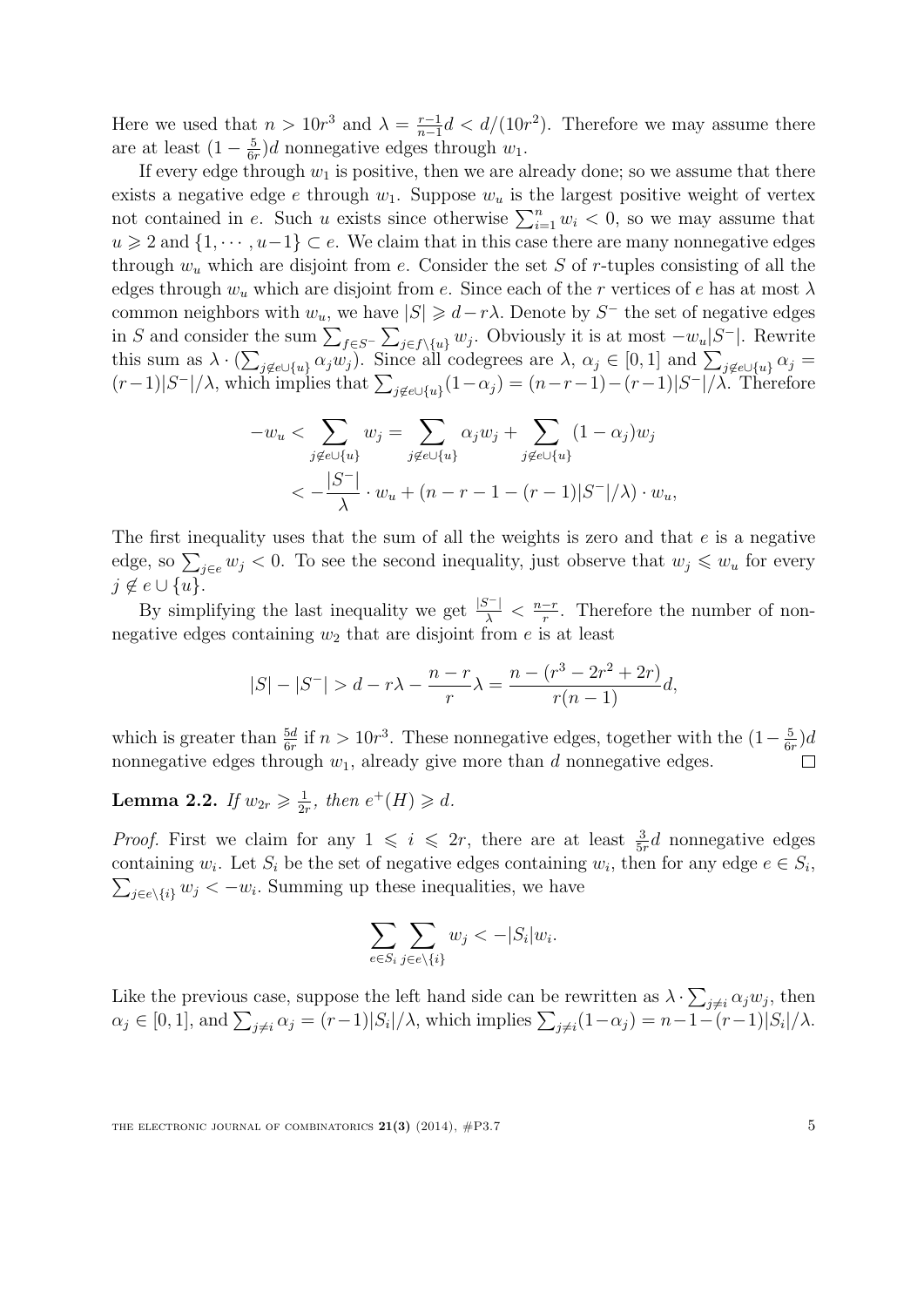Here we used that $n > 10r^3$ and $\lambda = \frac{r-1}{n-1}d < d/(10r^2)$. Therefore we may assume there are at least $(1 - \frac{5}{6r})d$ nonnegative edges through $w_1$.

If every edge through $w_1$ is positive, then we are already done; so we assume that there exists a negative edge $e$ through $w_1$. Suppose $w_u$ is the largest positive weight of vertex not contained in $e$. Such $u$ exists since otherwise $\sum_{i=1}^{n} w_i < 0$, so we may assume that $u \geqslant 2$ and $\{1, \cdots, u-1\} \subset e$. We claim that in this case there are many nonnegative edges through $w_u$ which are disjoint from $e$. Consider the set $S$ of $r$-tuples consisting of all the edges through $w_u$ which are disjoint from $e$. Since each of the $r$ vertices of $e$ has at most $\lambda$ common neighbors with $w_u$, we have $|S| \geqslant d - r\lambda$. Denote by $S^-$ the set of negative edges in $S$ and consider the sum $\sum_{f \in S^-} \sum_{j \in f \setminus \{u\}} w_j$. Obviously it is at most $-w_u|S^-|$. Rewrite this sum as $\lambda \cdot (\sum_{j \notin e \cup \{u\}} \alpha_j w_j)$. Since all codegrees are $\lambda$, $\alpha_j \in [0, 1]$ and $\sum_{j \notin e \cup \{u\}} \alpha_j = (r-1)|S^-|/\lambda$, which implies that $\sum_{j \notin e \cup \{u\}} (1 - \alpha_j) = (n-r-1) - (r-1)|S^-|/\lambda$. Therefore

$$
\begin{aligned}
-w_u < \sum_{j \notin e \cup \{u\}} w_j &= \sum_{j \notin e \cup \{u\}} \alpha_j w_j + \sum_{j \notin e \cup \{u\}} (1 - \alpha_j) w_j \\
&< -\frac{|S^-|}{\lambda} \cdot w_u + (n - r - 1 - (r-1)|S^-|/\lambda) \cdot w_u,
\end{aligned}
$$

The first inequality uses that the sum of all the weights is zero and that $e$ is a negative edge, so $\sum_{j \in e} w_j < 0$. To see the second inequality, just observe that $w_j \leqslant w_u$ for every $j \notin e \cup \{u\}$.

By simplifying the last inequality we get $\frac{|S^-|}{\lambda} < \frac{n-r}{r}$. Therefore the number of nonnegative edges containing $w_2$ that are disjoint from $e$ is at least

$$
|S| - |S^-| > d - r\lambda - \frac{n-r}{r}\lambda = \frac{n - (r^3 - 2r^2 + 2r)}{r(n-1)} d,
$$

which is greater than $\frac{5d}{6r}$ if $n > 10r^3$. These nonnegative edges, together with the $(1 - \frac{5}{6r})d$ nonnegative edges through $w_1$, already give more than $d$ nonnegative edges. $\square$

**Lemma 2.2.** *If $w_{2r} \geqslant \frac{1}{2r}$, then $e^+(H) \geqslant d$.*

*Proof.* First we claim for any $1 \leqslant i \leqslant 2r$, there are at least $\frac{3}{5r}d$ nonnegative edges containing $w_i$. Let $S_i$ be the set of negative edges containing $w_i$, then for any edge $e \in S_i$, $\sum_{j \in e \setminus \{i\}} w_j < -w_i$. Summing up these inequalities, we have

$$
\sum_{e \in S_i} \sum_{j \in e \setminus \{i\}} w_j < -|S_i| w_i.
$$

Like the previous case, suppose the left hand side can be rewritten as $\lambda \cdot \sum_{j \neq i} \alpha_j w_j$, then $\alpha_j \in [0, 1]$, and $\sum_{j \neq i} \alpha_j = (r-1)|S_i|/\lambda$, which implies $\sum_{j \neq i} (1 - \alpha_j) = n - 1 - (r-1)|S_i|/\lambda$.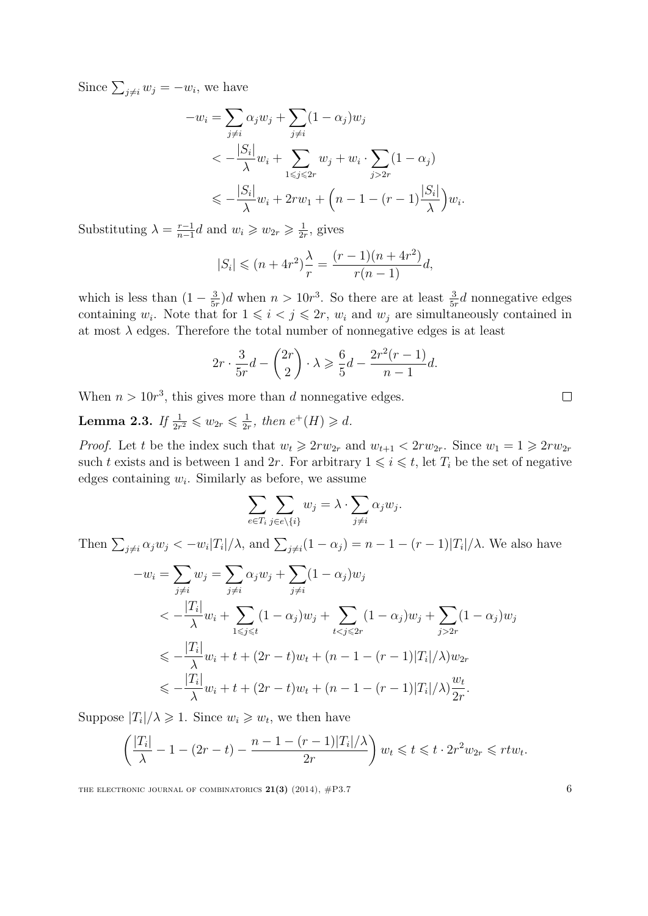Since $\sum_{j \neq i} w_j = -w_i$, we have

$$
\begin{aligned}
-w_i &= \sum_{j \neq i} \alpha_j w_j + \sum_{j \neq i} (1-\alpha_j) w_j \\
&< -\frac{|S_i|}{\lambda} w_i + \sum_{1 \leqslant j \leqslant 2r} w_j + w_i \cdot \sum_{j > 2r} (1-\alpha_j) \\
&\leqslant -\frac{|S_i|}{\lambda} w_i + 2r w_1 + \Big( n - 1 - (r-1)\frac{|S_i|}{\lambda} \Big) w_i.
\end{aligned}
$$

Substituting $\lambda = \frac{r-1}{n-1} d$ and $w_i \geqslant w_{2r} \geqslant \frac{1}{2r}$, gives

$$
|S_i| \leqslant (n + 4r^2) \frac{\lambda}{r} = \frac{(r-1)(n+4r^2)}{r(n-1)} d,
$$

which is less than $(1 - \frac{3}{5r})d$ when $n > 10r^3$. So there are at least $\frac{3}{5r} d$ nonnegative edges containing $w_i$. Note that for $1 \leqslant i < j \leqslant 2r$, $w_i$ and $w_j$ are simultaneously contained in at most $\lambda$ edges. Therefore the total number of nonnegative edges is at least

$$
2r \cdot \frac{3}{5r} d - \binom{2r}{2} \cdot \lambda \geqslant \frac{6}{5} d - \frac{2r^2(r-1)}{n-1} d.
$$

When $n > 10r^3$, this gives more than $d$ nonnegative edges. $\square$

**Lemma 2.3.** *If $\frac{1}{2r^2} \leqslant w_{2r} \leqslant \frac{1}{2r}$, then $e^+(H) \geqslant d$.*

*Proof.* Let $t$ be the index such that $w_t \geqslant 2r w_{2r}$ and $w_{t+1} < 2r w_{2r}$. Since $w_1 = 1 \geqslant 2r w_{2r}$ such $t$ exists and is between 1 and $2r$. For arbitrary $1 \leqslant i \leqslant t$, let $T_i$ be the set of negative edges containing $w_i$. Similarly as before, we assume

$$
\sum_{e \in T_i} \sum_{j \in e \setminus \{i\}} w_j = \lambda \cdot \sum_{j \neq i} \alpha_j w_j.
$$

Then $\sum_{j \neq i} \alpha_j w_j < -w_i |T_i| / \lambda$, and $\sum_{j \neq i} (1 - \alpha_j) = n - 1 - (r-1)|T_i|/\lambda$. We also have

$$
\begin{aligned}
-w_i = \sum_{j \neq i} w_j &= \sum_{j \neq i} \alpha_j w_j + \sum_{j \neq i} (1-\alpha_j) w_j \\
&< -\frac{|T_i|}{\lambda} w_i + \sum_{1 \leqslant j \leqslant t} (1-\alpha_j) w_j + \sum_{t < j \leqslant 2r} (1-\alpha_j) w_j + \sum_{j > 2r} (1-\alpha_j) w_j \\
&\leqslant -\frac{|T_i|}{\lambda} w_i + t + (2r - t) w_t + (n - 1 - (r-1)|T_i|/\lambda) w_{2r} \\
&\leqslant -\frac{|T_i|}{\lambda} w_i + t + (2r - t) w_t + (n - 1 - (r-1)|T_i|/\lambda) \frac{w_t}{2r}.
\end{aligned}
$$

Suppose $|T_i|/\lambda \geqslant 1$. Since $w_i \geqslant w_t$, we then have

$$
\left( \frac{|T_i|}{\lambda} - 1 - (2r - t) - \frac{n - 1 - (r-1)|T_i|/\lambda}{2r} \right) w_t \leqslant t \leqslant t \cdot 2r^2 w_{2r} \leqslant r t w_t.
$$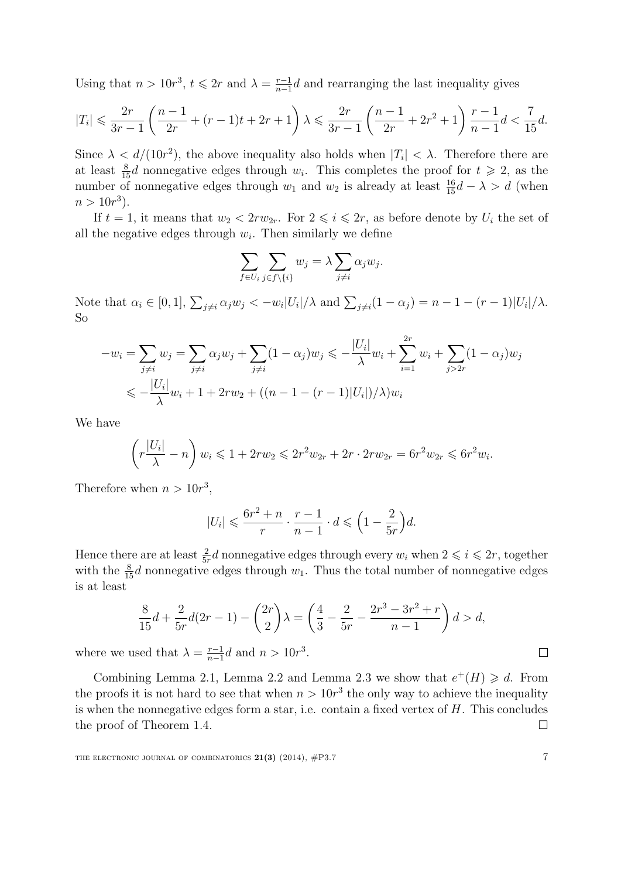Using that $n > 10r^3$, $t \leqslant 2r$ and $\lambda = \frac{r-1}{n-1}d$ and rearranging the last inequality gives

$$|T_i| \leqslant \frac{2r}{3r-1}\left(\frac{n-1}{2r} + (r-1)t + 2r + 1\right)\lambda \leqslant \frac{2r}{3r-1}\left(\frac{n-1}{2r} + 2r^2 + 1\right)\frac{r-1}{n-1}d < \frac{7}{15}d.$$

Since $\lambda < d/(10r^2)$, the above inequality also holds when $|T_i| < \lambda$. Therefore there are at least $\frac{8}{15}d$ nonnegative edges through $w_i$. This completes the proof for $t \geqslant 2$, as the number of nonnegative edges through $w_1$ and $w_2$ is already at least $\frac{16}{15}d - \lambda > d$ (when $n > 10r^3$).

If $t = 1$, it means that $w_2 < 2rw_{2r}$. For $2 \leqslant i \leqslant 2r$, as before denote by $U_i$ the set of all the negative edges through $w_i$. Then similarly we define

$$\sum_{f \in U_i} \sum_{j \in f \setminus \{i\}} w_j = \lambda \sum_{j \neq i} \alpha_j w_j.$$

Note that $\alpha_i \in [0, 1]$, $\sum_{j \neq i} \alpha_j w_j < -w_i|U_i|/\lambda$ and $\sum_{j \neq i}(1 - \alpha_j) = n - 1 - (r-1)|U_i|/\lambda$. So

$$\begin{aligned}
-w_i = \sum_{j \neq i} w_j = \sum_{j \neq i} \alpha_j w_j + \sum_{j \neq i}(1-\alpha_j)w_j &\leqslant -\frac{|U_i|}{\lambda}w_i + \sum_{i=1}^{2r} w_i + \sum_{j > 2r}(1-\alpha_j)w_j \\
&\leqslant -\frac{|U_i|}{\lambda}w_i + 1 + 2rw_2 + ((n - 1 - (r-1)|U_i|)/\lambda)w_i
\end{aligned}$$

We have

$$\left(r\frac{|U_i|}{\lambda} - n\right)w_i \leqslant 1 + 2rw_2 \leqslant 2r^2 w_{2r} + 2r \cdot 2rw_{2r} = 6r^2 w_{2r} \leqslant 6r^2 w_i.$$

Therefore when $n > 10r^3$,

$$|U_i| \leqslant \frac{6r^2 + n}{r} \cdot \frac{r-1}{n-1} \cdot d \leqslant \Big(1 - \frac{2}{5r}\Big)d.$$

Hence there are at least $\frac{2}{5r}d$ nonnegative edges through every $w_i$ when $2 \leqslant i \leqslant 2r$, together with the $\frac{8}{15}d$ nonnegative edges through $w_1$. Thus the total number of nonnegative edges is at least

$$\frac{8}{15}d + \frac{2}{5r}d(2r-1) - \binom{2r}{2}\lambda = \left(\frac{4}{3} - \frac{2}{5r} - \frac{2r^3 - 3r^2 + r}{n-1}\right)d > d,$$

where we used that $\lambda = \frac{r-1}{n-1}d$ and $n > 10r^3$. $\square$

Combining Lemma 2.1, Lemma 2.2 and Lemma 2.3 we show that $e^+(H) \geqslant d$. From the proofs it is not hard to see that when $n > 10r^3$ the only way to achieve the inequality is when the nonnegative edges form a star, i.e. contain a fixed vertex of $H$. This concludes the proof of Theorem 1.4. $\square$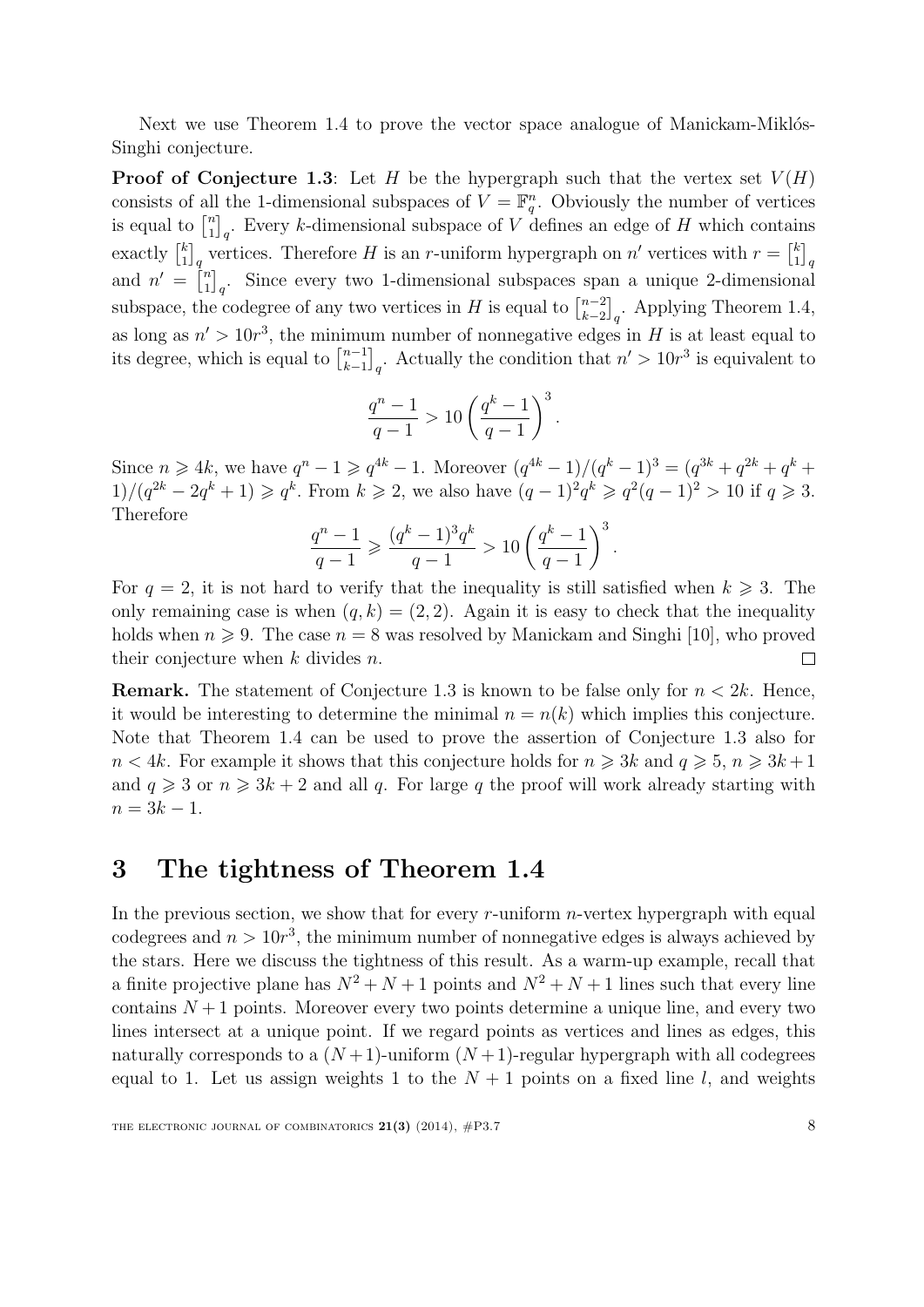Next we use Theorem 1.4 to prove the vector space analogue of Manickam-Miklós-Singhi conjecture.

**Proof of Conjecture 1.3**: Let $H$ be the hypergraph such that the vertex set $V(H)$ consists of all the 1-dimensional subspaces of $V = \mathbb{F}_q^n$. Obviously the number of vertices is equal to $\begin{bmatrix} n \\ 1 \end{bmatrix}_q$. Every $k$-dimensional subspace of $V$ defines an edge of $H$ which contains exactly $\begin{bmatrix} k \\ 1 \end{bmatrix}_q$ vertices. Therefore $H$ is an $r$-uniform hypergraph on $n'$ vertices with $r = \begin{bmatrix} k \\ 1 \end{bmatrix}_q$ and $n' = \begin{bmatrix} n \\ 1 \end{bmatrix}_q$. Since every two 1-dimensional subspaces span a unique 2-dimensional subspace, the codegree of any two vertices in $H$ is equal to $\begin{bmatrix} n-2 \\ k-2 \end{bmatrix}_q$. Applying Theorem 1.4, as long as $n' > 10r^3$, the minimum number of nonnegative edges in $H$ is at least equal to its degree, which is equal to $\begin{bmatrix} n-1 \\ k-1 \end{bmatrix}_q$. Actually the condition that $n' > 10r^3$ is equivalent to

$$\frac{q^n - 1}{q - 1} > 10 \left( \frac{q^k - 1}{q - 1} \right)^3.$$

Since $n \geqslant 4k$, we have $q^n - 1 \geqslant q^{4k} - 1$. Moreover $(q^{4k} - 1)/(q^k - 1)^3 = (q^{3k} + q^{2k} + q^k + 1)/(q^{2k} - 2q^k + 1) \geqslant q^k$. From $k \geqslant 2$, we also have $(q-1)^2 q^k \geqslant q^2(q-1)^2 > 10$ if $q \geqslant 3$. Therefore

$$\frac{q^n - 1}{q - 1} \geqslant \frac{(q^k - 1)^3 q^k}{q - 1} > 10 \left( \frac{q^k - 1}{q - 1} \right)^3.$$

For $q = 2$, it is not hard to verify that the inequality is still satisfied when $k \geqslant 3$. The only remaining case is when $(q, k) = (2, 2)$. Again it is easy to check that the inequality holds when $n \geqslant 9$. The case $n = 8$ was resolved by Manickam and Singhi [10], who proved their conjecture when $k$ divides $n$. $\square$

**Remark.** The statement of Conjecture 1.3 is known to be false only for $n < 2k$. Hence, it would be interesting to determine the minimal $n = n(k)$ which implies this conjecture. Note that Theorem 1.4 can be used to prove the assertion of Conjecture 1.3 also for $n < 4k$. For example it shows that this conjecture holds for $n \geqslant 3k$ and $q \geqslant 5$, $n \geqslant 3k + 1$ and $q \geqslant 3$ or $n \geqslant 3k + 2$ and all $q$. For large $q$ the proof will work already starting with $n = 3k - 1$.

# 3 The tightness of Theorem 1.4

In the previous section, we show that for every $r$-uniform $n$-vertex hypergraph with equal codegrees and $n > 10r^3$, the minimum number of nonnegative edges is always achieved by the stars. Here we discuss the tightness of this result. As a warm-up example, recall that a finite projective plane has $N^2 + N + 1$ points and $N^2 + N + 1$ lines such that every line contains $N + 1$ points. Moreover every two points determine a unique line, and every two lines intersect at a unique point. If we regard points as vertices and lines as edges, this naturally corresponds to a $(N+1)$-uniform $(N+1)$-regular hypergraph with all codegrees equal to 1. Let us assign weights 1 to the $N + 1$ points on a fixed line $l$, and weights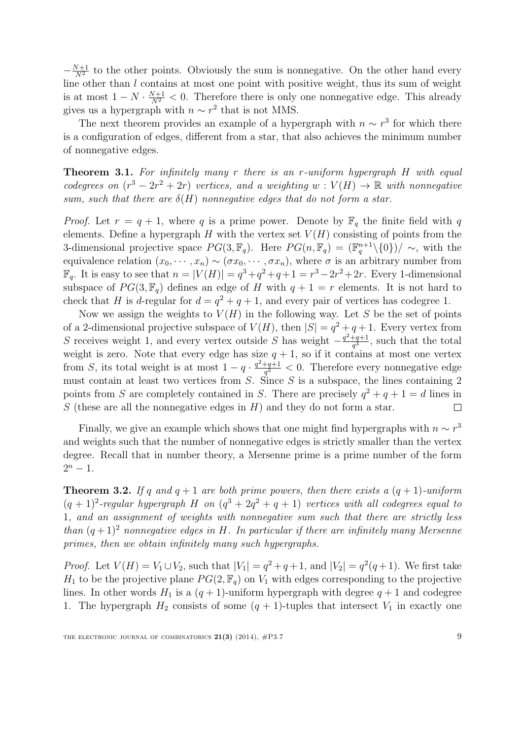$-\frac{N+1}{N^2}$ to the other points. Obviously the sum is nonnegative. On the other hand every line other than $l$ contains at most one point with positive weight, thus its sum of weight is at most $1 - N \cdot \frac{N+1}{N^2} < 0$. Therefore there is only one nonnegative edge. This already gives us a hypergraph with $n \sim r^2$ that is not MMS.

The next theorem provides an example of a hypergraph with $n \sim r^3$ for which there is a configuration of edges, different from a star, that also achieves the minimum number of nonnegative edges.

**Theorem 3.1.** *For infinitely many $r$ there is an $r$-uniform hypergraph $H$ with equal codegrees on $(r^3 - 2r^2 + 2r)$ vertices, and a weighting $w : V(H) \to \mathbb{R}$ with nonnegative sum, such that there are $\delta(H)$ nonnegative edges that do not form a star.*

*Proof.* Let $r = q + 1$, where $q$ is a prime power. Denote by $\mathbb{F}_q$ the finite field with $q$ elements. Define a hypergraph $H$ with the vertex set $V(H)$ consisting of points from the 3-dimensional projective space $PG(3, \mathbb{F}_q)$. Here $PG(n, \mathbb{F}_q) = (\mathbb{F}_q^{n+1} \backslash \{0\}) / \sim$, with the equivalence relation $(x_0, \cdots, x_n) \sim (\sigma x_0, \cdots, \sigma x_n)$, where $\sigma$ is an arbitrary number from $\mathbb{F}_q$. It is easy to see that $n = |V(H)| = q^3 + q^2 + q + 1 = r^3 - 2r^2 + 2r$. Every 1-dimensional subspace of $PG(3, \mathbb{F}_q)$ defines an edge of $H$ with $q + 1 = r$ elements. It is not hard to check that $H$ is $d$-regular for $d = q^2 + q + 1$, and every pair of vertices has codegree 1.

Now we assign the weights to $V(H)$ in the following way. Let $S$ be the set of points of a 2-dimensional projective subspace of $V(H)$, then $|S| = q^2 + q + 1$. Every vertex from $S$ receives weight 1, and every vertex outside $S$ has weight $-\frac{q^2+q+1}{q^3}$, such that the total weight is zero. Note that every edge has size $q + 1$, so if it contains at most one vertex from $S$, its total weight is at most $1 - q \cdot \frac{q^2+q+1}{q^3} < 0$. Therefore every nonnegative edge must contain at least two vertices from $S$. Since $S$ is a subspace, the lines containing 2 points from $S$ are completely contained in $S$. There are precisely $q^2 + q + 1 = d$ lines in $S$ (these are all the nonnegative edges in $H$) and they do not form a star. $\square$

Finally, we give an example which shows that one might find hypergraphs with $n \sim r^3$ and weights such that the number of nonnegative edges is strictly smaller than the vertex degree. Recall that in number theory, a Mersenne prime is a prime number of the form $2^n - 1$.

**Theorem 3.2.** *If $q$ and $q + 1$ are both prime powers, then there exists a $(q+1)$-uniform $(q+1)^2$-regular hypergraph $H$ on $(q^3 + 2q^2 + q + 1)$ vertices with all codegrees equal to 1, and an assignment of weights with nonnegative sum such that there are strictly less than $(q+1)^2$ nonnegative edges in $H$. In particular if there are infinitely many Mersenne primes, then we obtain infinitely many such hypergraphs.*

*Proof.* Let $V(H) = V_1 \cup V_2$, such that $|V_1| = q^2 + q + 1$, and $|V_2| = q^2(q+1)$. We first take $H_1$ to be the projective plane $PG(2, \mathbb{F}_q)$ on $V_1$ with edges corresponding to the projective lines. In other words $H_1$ is a $(q+1)$-uniform hypergraph with degree $q + 1$ and codegree 1. The hypergraph $H_2$ consists of some $(q+1)$-tuples that intersect $V_1$ in exactly one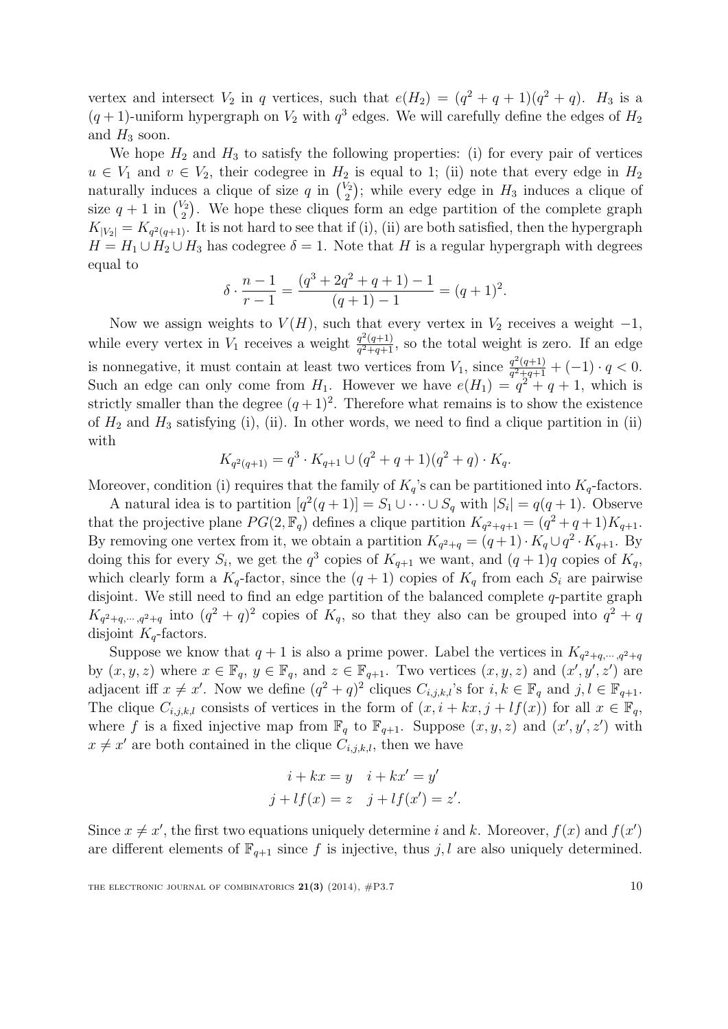vertex and intersect $V_2$ in $q$ vertices, such that $e(H_2) = (q^2+q+1)(q^2+q)$. $H_3$ is a $(q+1)$-uniform hypergraph on $V_2$ with $q^3$ edges. We will carefully define the edges of $H_2$ and $H_3$ soon.

We hope $H_2$ and $H_3$ to satisfy the following properties: (i) for every pair of vertices $u \in V_1$ and $v \in V_2$, their codegree in $H_2$ is equal to 1; (ii) note that every edge in $H_2$ naturally induces a clique of size $q$ in $\binom{V_2}{2}$; while every edge in $H_3$ induces a clique of size $q+1$ in $\binom{V_2}{2}$. We hope these cliques form an edge partition of the complete graph $K_{|V_2|} = K_{q^2(q+1)}$. It is not hard to see that if (i), (ii) are both satisfied, then the hypergraph $H = H_1 \cup H_2 \cup H_3$ has codegree $\delta = 1$. Note that $H$ is a regular hypergraph with degrees equal to

$$\delta \cdot \frac{n-1}{r-1} = \frac{(q^3+2q^2+q+1)-1}{(q+1)-1} = (q+1)^2.$$

Now we assign weights to $V(H)$, such that every vertex in $V_2$ receives a weight $-1$, while every vertex in $V_1$ receives a weight $\frac{q^2(q+1)}{q^2+q+1}$, so the total weight is zero. If an edge is nonnegative, it must contain at least two vertices from $V_1$, since $\frac{q^2(q+1)}{q^2+q+1} + (-1) \cdot q < 0$. Such an edge can only come from $H_1$. However we have $e(H_1) = q^2+q+1$, which is strictly smaller than the degree $(q+1)^2$. Therefore what remains is to show the existence of $H_2$ and $H_3$ satisfying (i), (ii). In other words, we need to find a clique partition in (ii) with

$$K_{q^2(q+1)} = q^3 \cdot K_{q+1} \cup (q^2+q+1)(q^2+q) \cdot K_q.$$

Moreover, condition (i) requires that the family of $K_q$'s can be partitioned into $K_q$-factors.

A natural idea is to partition $[q^2(q+1)] = S_1 \cup \cdots \cup S_q$ with $|S_i| = q(q+1)$. Observe that the projective plane $PG(2, \mathbb{F}_q)$ defines a clique partition $K_{q^2+q+1} = (q^2+q+1)K_{q+1}$. By removing one vertex from it, we obtain a partition $K_{q^2+q} = (q+1) \cdot K_q \cup q^2 \cdot K_{q+1}$. By doing this for every $S_i$, we get the $q^3$ copies of $K_{q+1}$ we want, and $(q+1)q$ copies of $K_q$, which clearly form a $K_q$-factor, since the $(q+1)$ copies of $K_q$ from each $S_i$ are pairwise disjoint. We still need to find an edge partition of the balanced complete $q$-partite graph $K_{q^2+q,\cdots,q^2+q}$ into $(q^2+q)^2$ copies of $K_q$, so that they also can be grouped into $q^2+q$ disjoint $K_q$-factors.

Suppose we know that $q+1$ is also a prime power. Label the vertices in $K_{q^2+q,\cdots,q^2+q}$ by $(x, y, z)$ where $x \in \mathbb{F}_q$, $y \in \mathbb{F}_q$, and $z \in \mathbb{F}_{q+1}$. Two vertices $(x, y, z)$ and $(x', y', z')$ are adjacent iff $x \neq x'$. Now we define $(q^2+q)^2$ cliques $C_{i,j,k,l}$'s for $i, k \in \mathbb{F}_q$ and $j, l \in \mathbb{F}_{q+1}$. The clique $C_{i,j,k,l}$ consists of vertices in the form of $(x, i+kx, j+lf(x))$ for all $x \in \mathbb{F}_q$, where $f$ is a fixed injective map from $\mathbb{F}_q$ to $\mathbb{F}_{q+1}$. Suppose $(x, y, z)$ and $(x', y', z')$ with $x \neq x'$ are both contained in the clique $C_{i,j,k,l}$, then we have

$$\begin{aligned} i + kx = y \quad i + kx' = y' \\ j + lf(x) = z \quad j + lf(x') = z'. \end{aligned}$$

Since $x \neq x'$, the first two equations uniquely determine $i$ and $k$. Moreover, $f(x)$ and $f(x')$ are different elements of $\mathbb{F}_{q+1}$ since $f$ is injective, thus $j, l$ are also uniquely determined.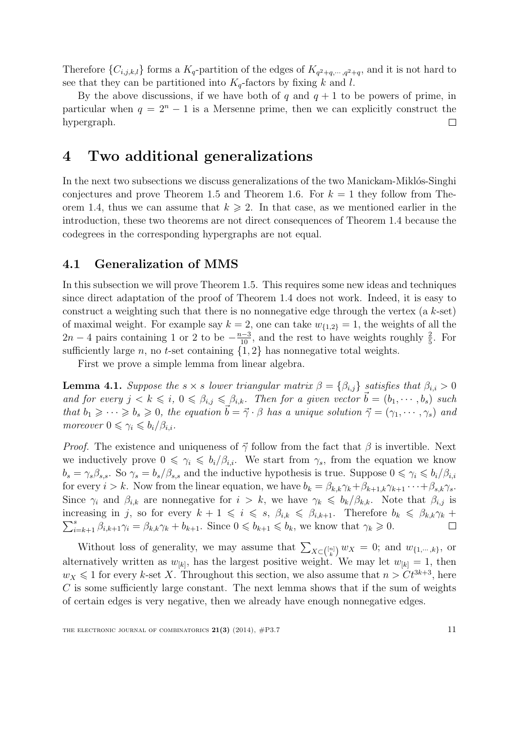Therefore $\{C_{i,j,k,l}\}$ forms a $K_q$-partition of the edges of $K_{q^2+q,\cdots,q^2+q}$, and it is not hard to see that they can be partitioned into $K_q$-factors by fixing $k$ and $l$.

By the above discussions, if we have both of $q$ and $q+1$ to be powers of prime, in particular when $q = 2^n - 1$ is a Mersenne prime, then we can explicitly construct the hypergraph. $\square$

# 4 Two additional generalizations

In the next two subsections we discuss generalizations of the two Manickam-Miklós-Singhi conjectures and prove Theorem 1.5 and Theorem 1.6. For $k = 1$ they follow from Theorem 1.4, thus we can assume that $k \geqslant 2$. In that case, as we mentioned earlier in the introduction, these two theorems are not direct consequences of Theorem 1.4 because the codegrees in the corresponding hypergraphs are not equal.

## 4.1 Generalization of MMS

In this subsection we will prove Theorem 1.5. This requires some new ideas and techniques since direct adaptation of the proof of Theorem 1.4 does not work. Indeed, it is easy to construct a weighting such that there is no nonnegative edge through the vertex (a $k$-set) of maximal weight. For example say $k = 2$, one can take $w_{\{1,2\}} = 1$, the weights of all the $2n - 4$ pairs containing 1 or 2 to be $-\frac{n-3}{10}$, and the rest to have weights roughly $\frac{2}{5}$. For sufficiently large $n$, no $t$-set containing $\{1, 2\}$ has nonnegative total weights.

First we prove a simple lemma from linear algebra.

**Lemma 4.1.** *Suppose the $s \times s$ lower triangular matrix $\beta = \{\beta_{i,j}\}$ satisfies that $\beta_{i,i} > 0$ and for every $j < k \leqslant i$, $0 \leqslant \beta_{i,j} \leqslant \beta_{i,k}$. Then for a given vector $\vec{b} = (b_1, \cdots, b_s)$ such that $b_1 \geqslant \cdots \geqslant b_s \geqslant 0$, the equation $\vec{b} = \vec{\gamma} \cdot \beta$ has a unique solution $\vec{\gamma} = (\gamma_1, \cdots, \gamma_s)$ and moreover $0 \leqslant \gamma_i \leqslant b_i/\beta_{i,i}$.*

*Proof.* The existence and uniqueness of $\vec{\gamma}$ follow from the fact that $\beta$ is invertible. Next we inductively prove $0 \leqslant \gamma_i \leqslant b_i/\beta_{i,i}$. We start from $\gamma_s$, from the equation we know $b_s = \gamma_s \beta_{s,s}$. So $\gamma_s = b_s/\beta_{s,s}$ and the inductive hypothesis is true. Suppose $0 \leqslant \gamma_i \leqslant b_i/\beta_{i,i}$ for every $i > k$. Now from the linear equation, we have $b_k = \beta_{k,k}\gamma_k + \beta_{k+1,k}\gamma_{k+1} \cdots + \beta_{s,k}\gamma_s$. Since $\gamma_i$ and $\beta_{i,k}$ are nonnegative for $i > k$, we have $\gamma_k \leqslant b_k/\beta_{k,k}$. Note that $\beta_{i,j}$ is increasing in $j$, so for every $k+1 \leqslant i \leqslant s$, $\beta_{i,k} \leqslant \beta_{i,k+1}$. Therefore $b_k \leqslant \beta_{k,k}\gamma_k + \sum_{i=k+1}^{s} \beta_{i,k+1}\gamma_i = \beta_{k,k}\gamma_k + b_{k+1}$. Since $0 \leqslant b_{k+1} \leqslant b_k$, we know that $\gamma_k \geqslant 0$. $\square$

Without loss of generality, we may assume that $\sum_{X \subset \binom{[n]}{k}} w_X = 0$; and $w_{\{1,\cdots,k\}}$, or alternatively written as $w_{[k]}$, has the largest positive weight. We may let $w_{[k]} = 1$, then $w_X \leqslant 1$ for every $k$-set $X$. Throughout this section, we also assume that $n > Ct^{3k+3}$, here $C$ is some sufficiently large constant. The next lemma shows that if the sum of weights of certain edges is very negative, then we already have enough nonnegative edges.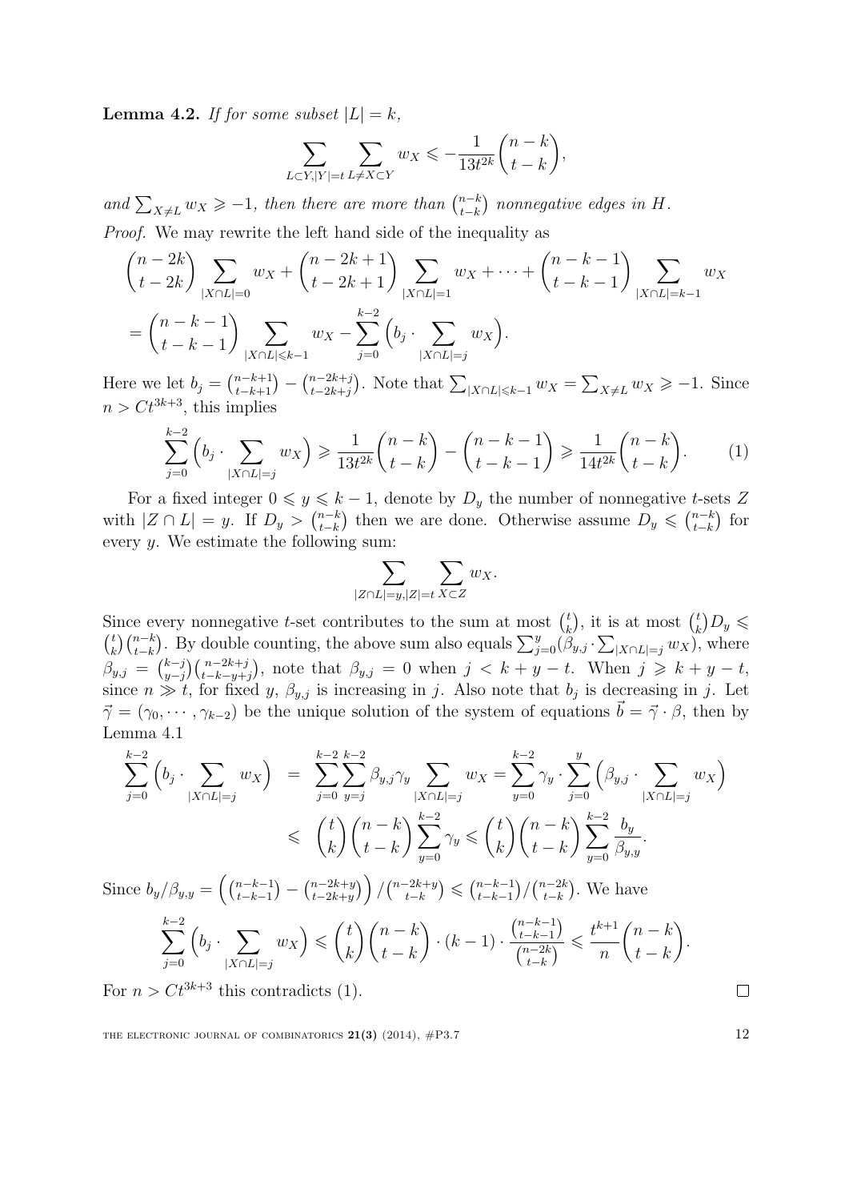**Lemma 4.2.** *If for some subset $|L| = k$,*

$$\sum_{L\subset Y, |Y|=t} \sum_{L\neq X\subset Y} w_X \leqslant -\frac{1}{13t^{2k}}\binom{n-k}{t-k},$$

*and $\sum_{X\neq L} w_X \geqslant -1$, then there are more than $\binom{n-k}{t-k}$ nonnegative edges in $H$.*

*Proof.* We may rewrite the left hand side of the inequality as

$$\begin{aligned}
&\binom{n-2k}{t-2k}\sum_{|X\cap L|=0} w_X + \binom{n-2k+1}{t-2k+1}\sum_{|X\cap L|=1} w_X + \cdots + \binom{n-k-1}{t-k-1}\sum_{|X\cap L|=k-1} w_X \\
&= \binom{n-k-1}{t-k-1}\sum_{|X\cap L|\leqslant k-1} w_X - \sum_{j=0}^{k-2}\Big(b_j \cdot \sum_{|X\cap L|=j} w_X\Big).
\end{aligned}$$

Here we let $b_j = \binom{n-k+1}{t-k+1} - \binom{n-2k+j}{t-2k+j}$. Note that $\sum_{|X\cap L|\leqslant k-1} w_X = \sum_{X\neq L} w_X \geqslant -1$. Since $n > Ct^{3k+3}$, this implies

$$\sum_{j=0}^{k-2}\Big(b_j \cdot \sum_{|X\cap L|=j} w_X\Big) \geqslant \frac{1}{13t^{2k}}\binom{n-k}{t-k} - \binom{n-k-1}{t-k-1} \geqslant \frac{1}{14t^{2k}}\binom{n-k}{t-k}. \tag{1}$$

For a fixed integer $0 \leqslant y \leqslant k-1$, denote by $D_y$ the number of nonnegative $t$-sets $Z$ with $|Z \cap L| = y$. If $D_y > \binom{n-k}{t-k}$ then we are done. Otherwise assume $D_y \leqslant \binom{n-k}{t-k}$ for every $y$. We estimate the following sum:

$$\sum_{|Z\cap L|=y, |Z|=t} \sum_{X\subset Z} w_X.$$

Since every nonnegative $t$-set contributes to the sum at most $\binom{t}{k}$, it is at most $\binom{t}{k}D_y \leqslant \binom{t}{k}\binom{n-k}{t-k}$. By double counting, the above sum also equals $\sum_{j=0}^{y}(\beta_{y,j} \cdot \sum_{|X\cap L|=j} w_X)$, where $\beta_{y,j} = \binom{k-j}{y-j}\binom{n-2k+j}{t-k-y+j}$, note that $\beta_{y,j} = 0$ when $j < k+y-t$. When $j \geqslant k+y-t$, since $n \gg t$, for fixed $y$, $\beta_{y,j}$ is increasing in $j$. Also note that $b_j$ is decreasing in $j$. Let $\vec{\gamma} = (\gamma_0, \cdots, \gamma_{k-2})$ be the unique solution of the system of equations $\vec{b} = \vec{\gamma}\cdot\beta$, then by Lemma 4.1

$$\begin{aligned}
\sum_{j=0}^{k-2}\Big(b_j \cdot \sum_{|X\cap L|=j} w_X\Big) &= \sum_{j=0}^{k-2}\sum_{y=j}^{k-2}\beta_{y,j}\gamma_y \sum_{|X\cap L|=j} w_X = \sum_{y=0}^{k-2}\gamma_y \cdot \sum_{j=0}^{y}\Big(\beta_{y,j}\cdot\sum_{|X\cap L|=j} w_X\Big) \\
&\leqslant \binom{t}{k}\binom{n-k}{t-k}\sum_{y=0}^{k-2}\gamma_y \leqslant \binom{t}{k}\binom{n-k}{t-k}\sum_{y=0}^{k-2}\frac{b_y}{\beta_{y,y}}.
\end{aligned}$$

Since $b_y/\beta_{y,y} = \left(\binom{n-k-1}{t-k-1} - \binom{n-2k+y}{t-2k+y}\right)/\binom{n-2k+y}{t-k} \leqslant \binom{n-k-1}{t-k-1}/\binom{n-2k}{t-k}$. We have

$$\sum_{j=0}^{k-2}\Big(b_j \cdot \sum_{|X\cap L|=j} w_X\Big) \leqslant \binom{t}{k}\binom{n-k}{t-k}\cdot(k-1)\cdot\frac{\binom{n-k-1}{t-k-1}}{\binom{n-2k}{t-k}} \leqslant \frac{t^{k+1}}{n}\binom{n-k}{t-k}.$$

For $n > Ct^{3k+3}$ this contradicts (1). $\square$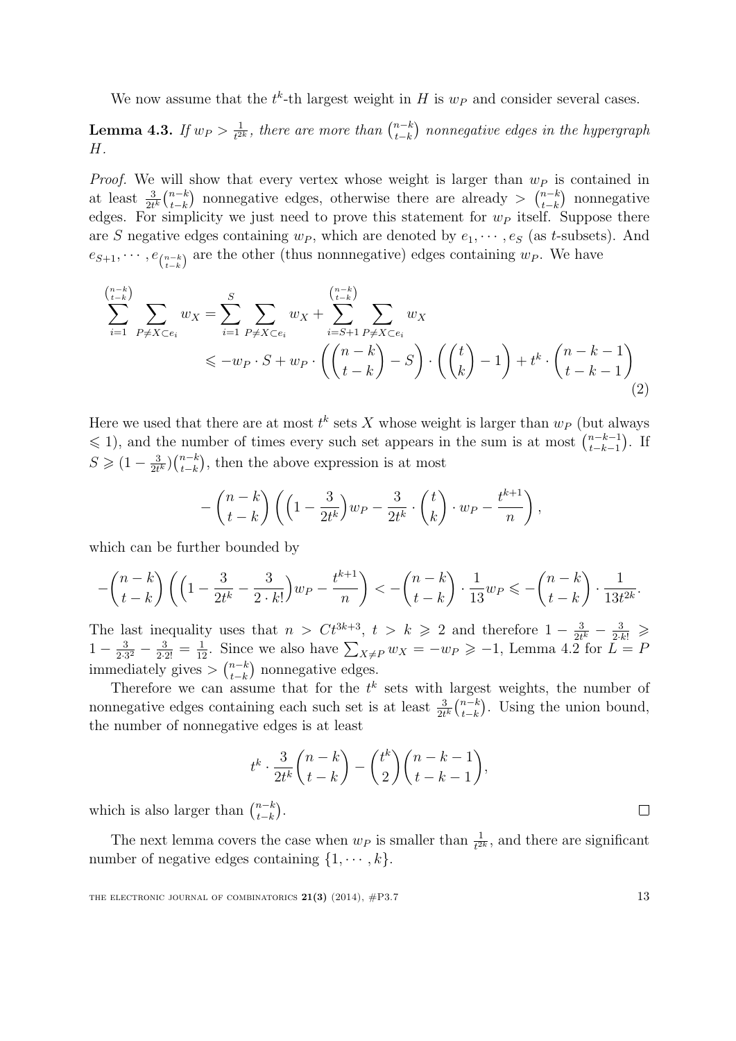We now assume that the $t^k$-th largest weight in $H$ is $w_P$ and consider several cases.

**Lemma 4.3.** *If $w_P > \frac{1}{t^{2k}}$, there are more than $\binom{n-k}{t-k}$ nonnegative edges in the hypergraph $H$.*

*Proof.* We will show that every vertex whose weight is larger than $w_P$ is contained in at least $\frac{3}{2t^k}\binom{n-k}{t-k}$ nonnegative edges, otherwise there are already $> \binom{n-k}{t-k}$ nonnegative edges. For simplicity we just need to prove this statement for $w_P$ itself. Suppose there are $S$ negative edges containing $w_P$, which are denoted by $e_1, \cdots, e_S$ (as $t$-subsets). And $e_{S+1}, \cdots, e_{\binom{n-k}{t-k}}$ are the other (thus nonnnegative) edges containing $w_P$. We have

$$\sum_{i=1}^{\binom{n-k}{t-k}} \sum_{P \neq X \subset e_i} w_X = \sum_{i=1}^{S} \sum_{P \neq X \subset e_i} w_X + \sum_{i=S+1}^{\binom{n-k}{t-k}} \sum_{P \neq X \subset e_i} w_X$$
$$\leqslant -w_P \cdot S + w_P \cdot \left(\binom{n-k}{t-k} - S\right) \cdot \left(\binom{t}{k} - 1\right) + t^k \cdot \binom{n-k-1}{t-k-1} \tag{2}$$

Here we used that there are at most $t^k$ sets $X$ whose weight is larger than $w_P$ (but always $\leqslant 1$), and the number of times every such set appears in the sum is at most $\binom{n-k-1}{t-k-1}$. If $S \geqslant (1 - \frac{3}{2t^k})\binom{n-k}{t-k}$, then the above expression is at most

$$-\binom{n-k}{t-k}\left(\left(1 - \frac{3}{2t^k}\right)w_P - \frac{3}{2t^k} \cdot \binom{t}{k} \cdot w_P - \frac{t^{k+1}}{n}\right),$$

which can be further bounded by

$$-\binom{n-k}{t-k}\left(\left(1 - \frac{3}{2t^k} - \frac{3}{2 \cdot k!}\right)w_P - \frac{t^{k+1}}{n}\right) < -\binom{n-k}{t-k} \cdot \frac{1}{13}w_P \leqslant -\binom{n-k}{t-k} \cdot \frac{1}{13t^{2k}}.$$

The last inequality uses that $n > Ct^{3k+3}$, $t > k \geqslant 2$ and therefore $1 - \frac{3}{2t^k} - \frac{3}{2 \cdot k!} \geqslant 1 - \frac{3}{2 \cdot 3^2} - \frac{3}{2 \cdot 2!} = \frac{1}{12}$. Since we also have $\sum_{X \neq P} w_X = -w_P \geqslant -1$, Lemma 4.2 for $L = P$ immediately gives $> \binom{n-k}{t-k}$ nonnegative edges.

Therefore we can assume that for the $t^k$ sets with largest weights, the number of nonnegative edges containing each such set is at least $\frac{3}{2t^k}\binom{n-k}{t-k}$. Using the union bound, the number of nonnegative edges is at least

$$t^k \cdot \frac{3}{2t^k}\binom{n-k}{t-k} - \binom{t^k}{2}\binom{n-k-1}{t-k-1},$$

which is also larger than $\binom{n-k}{t-k}$. $\square$

The next lemma covers the case when $w_P$ is smaller than $\frac{1}{t^{2k}}$, and there are significant number of negative edges containing $\{1, \cdots, k\}$.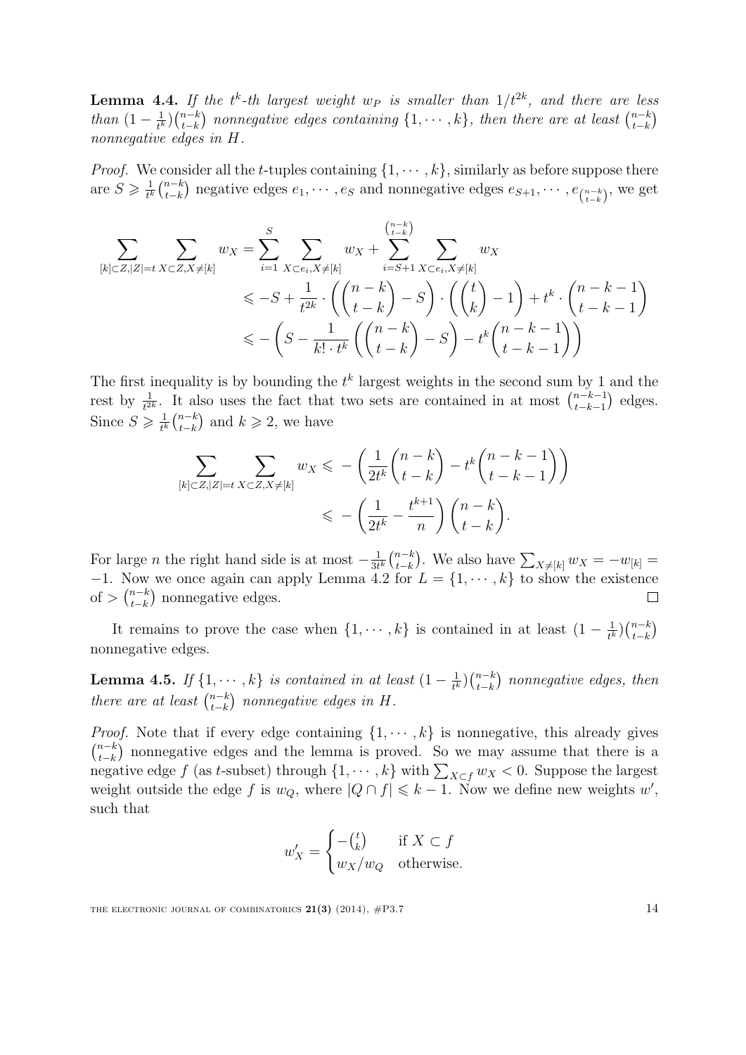**Lemma 4.4.** *If the $t^k$-th largest weight $w_P$ is smaller than $1/t^{2k}$, and there are less than $(1-\frac{1}{t^k})\binom{n-k}{t-k}$ nonnegative edges containing $\{1,\cdots,k\}$, then there are at least $\binom{n-k}{t-k}$ nonnegative edges in $H$.*

*Proof.* We consider all the $t$-tuples containing $\{1,\cdots,k\}$, similarly as before suppose there are $S \geqslant \frac{1}{t^k}\binom{n-k}{t-k}$ negative edges $e_1,\cdots,e_S$ and nonnegative edges $e_{S+1},\cdots,e_{\binom{n-k}{t-k}}$, we get

$$
\begin{aligned}
\sum_{[k]\subset Z,|Z|=t}\ \sum_{X\subset Z,X\neq[k]} w_X &= \sum_{i=1}^{S}\ \sum_{X\subset e_i,X\neq[k]} w_X + \sum_{i=S+1}^{\binom{n-k}{t-k}}\ \sum_{X\subset e_i,X\neq[k]} w_X \\
&\leqslant -S + \frac{1}{t^{2k}}\cdot\left(\binom{n-k}{t-k}-S\right)\cdot\left(\binom{t}{k}-1\right) + t^k\cdot\binom{n-k-1}{t-k-1} \\
&\leqslant -\left(S - \frac{1}{k!\cdot t^k}\left(\binom{n-k}{t-k}-S\right) - t^k\binom{n-k-1}{t-k-1}\right)
\end{aligned}
$$

The first inequality is by bounding the $t^k$ largest weights in the second sum by 1 and the rest by $\frac{1}{t^{2k}}$. It also uses the fact that two sets are contained in at most $\binom{n-k-1}{t-k-1}$ edges. Since $S \geqslant \frac{1}{t^k}\binom{n-k}{t-k}$ and $k \geqslant 2$, we have

$$
\begin{aligned}
\sum_{[k]\subset Z,|Z|=t}\ \sum_{X\subset Z,X\neq[k]} w_X &\leqslant -\left(\frac{1}{2t^k}\binom{n-k}{t-k} - t^k\binom{n-k-1}{t-k-1}\right) \\
&\leqslant -\left(\frac{1}{2t^k} - \frac{t^{k+1}}{n}\right)\binom{n-k}{t-k}.
\end{aligned}
$$

For large $n$ the right hand side is at most $-\frac{1}{3t^k}\binom{n-k}{t-k}$. We also have $\sum_{X\neq[k]} w_X = -w_{[k]} = -1$. Now we once again can apply Lemma 4.2 for $L=\{1,\cdots,k\}$ to show the existence of $>\binom{n-k}{t-k}$ nonnegative edges. $\square$

It remains to prove the case when $\{1,\cdots,k\}$ is contained in at least $(1-\frac{1}{t^k})\binom{n-k}{t-k}$ nonnegative edges.

**Lemma 4.5.** *If $\{1,\cdots,k\}$ is contained in at least $(1-\frac{1}{t^k})\binom{n-k}{t-k}$ nonnegative edges, then there are at least $\binom{n-k}{t-k}$ nonnegative edges in $H$.*

*Proof.* Note that if every edge containing $\{1,\cdots,k\}$ is nonnegative, this already gives $\binom{n-k}{t-k}$ nonnegative edges and the lemma is proved. So we may assume that there is a negative edge $f$ (as $t$-subset) through $\{1,\cdots,k\}$ with $\sum_{X\subset f} w_X < 0$. Suppose the largest weight outside the edge $f$ is $w_Q$, where $|Q\cap f| \leqslant k-1$. Now we define new weights $w'$, such that

$$
w'_X = \begin{cases} -\binom{t}{k} & \text{if } X\subset f \\ w_X/w_Q & \text{otherwise.} \end{cases}
$$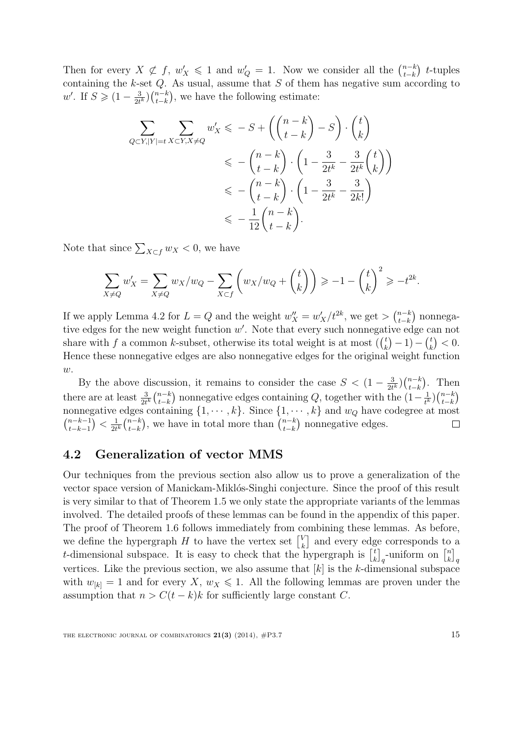Then for every $X \not\subset f$, $w'_X \leqslant 1$ and $w'_Q = 1$. Now we consider all the $\binom{n-k}{t-k}$ $t$-tuples containing the $k$-set $Q$. As usual, assume that $S$ of them has negative sum according to $w'$. If $S \geqslant (1 - \frac{3}{2t^k})\binom{n-k}{t-k}$, we have the following estimate:

$$
\begin{aligned}
\sum_{Q \subset Y, |Y|=t} \sum_{X \subset Y, X \neq Q} w'_X &\leqslant -S + \left(\binom{n-k}{t-k} - S\right) \cdot \binom{t}{k} \\
&\leqslant -\binom{n-k}{t-k} \cdot \left(1 - \frac{3}{2t^k} - \frac{3}{2t^k}\binom{t}{k}\right) \\
&\leqslant -\binom{n-k}{t-k} \cdot \left(1 - \frac{3}{2t^k} - \frac{3}{2k!}\right) \\
&\leqslant -\frac{1}{12}\binom{n-k}{t-k}.
\end{aligned}
$$

Note that since $\sum_{X \subset f} w_X < 0$, we have

$$
\sum_{X \neq Q} w'_X = \sum_{X \neq Q} w_X / w_Q - \sum_{X \subset f} \left(w_X / w_Q + \binom{t}{k}\right) \geqslant -1 - \binom{t}{k}^2 \geqslant -t^{2k}.
$$

If we apply Lemma 4.2 for $L = Q$ and the weight $w''_X = w'_X / t^{2k}$, we get $> \binom{n-k}{t-k}$ nonnegative edges for the new weight function $w'$. Note that every such nonnegative edge can not share with $f$ a common $k$-subset, otherwise its total weight is at most $(\binom{t}{k} - 1) - \binom{t}{k} < 0$. Hence these nonnegative edges are also nonnegative edges for the original weight function $w$.

By the above discussion, it remains to consider the case $S < (1 - \frac{3}{2t^k})\binom{n-k}{t-k}$. Then there are at least $\frac{3}{2t^k}\binom{n-k}{t-k}$ nonnegative edges containing $Q$, together with the $(1 - \frac{1}{t^k})\binom{n-k}{t-k}$ nonnegative edges containing $\{1, \cdots, k\}$. Since $\{1, \cdots, k\}$ and $w_Q$ have codegree at most $\binom{n-k-1}{t-k-1} < \frac{1}{2t^k}\binom{n-k}{t-k}$, we have in total more than $\binom{n-k}{t-k}$ nonnegative edges. □

## 4.2 Generalization of vector MMS

Our techniques from the previous section also allow us to prove a generalization of the vector space version of Manickam-Miklós-Singhi conjecture. Since the proof of this result is very similar to that of Theorem 1.5 we only state the appropriate variants of the lemmas involved. The detailed proofs of these lemmas can be found in the appendix of this paper. The proof of Theorem 1.6 follows immediately from combining these lemmas. As before, we define the hypergraph $H$ to have the vertex set $\begin{bmatrix} V \\ k \end{bmatrix}$ and every edge corresponds to a $t$-dimensional subspace. It is easy to check that the hypergraph is $\begin{bmatrix} t \\ k \end{bmatrix}_q$-uniform on $\begin{bmatrix} n \\ k \end{bmatrix}_q$ vertices. Like the previous section, we also assume that $[k]$ is the $k$-dimensional subspace with $w_{[k]} = 1$ and for every $X$, $w_X \leqslant 1$. All the following lemmas are proven under the assumption that $n > C(t-k)k$ for sufficiently large constant $C$.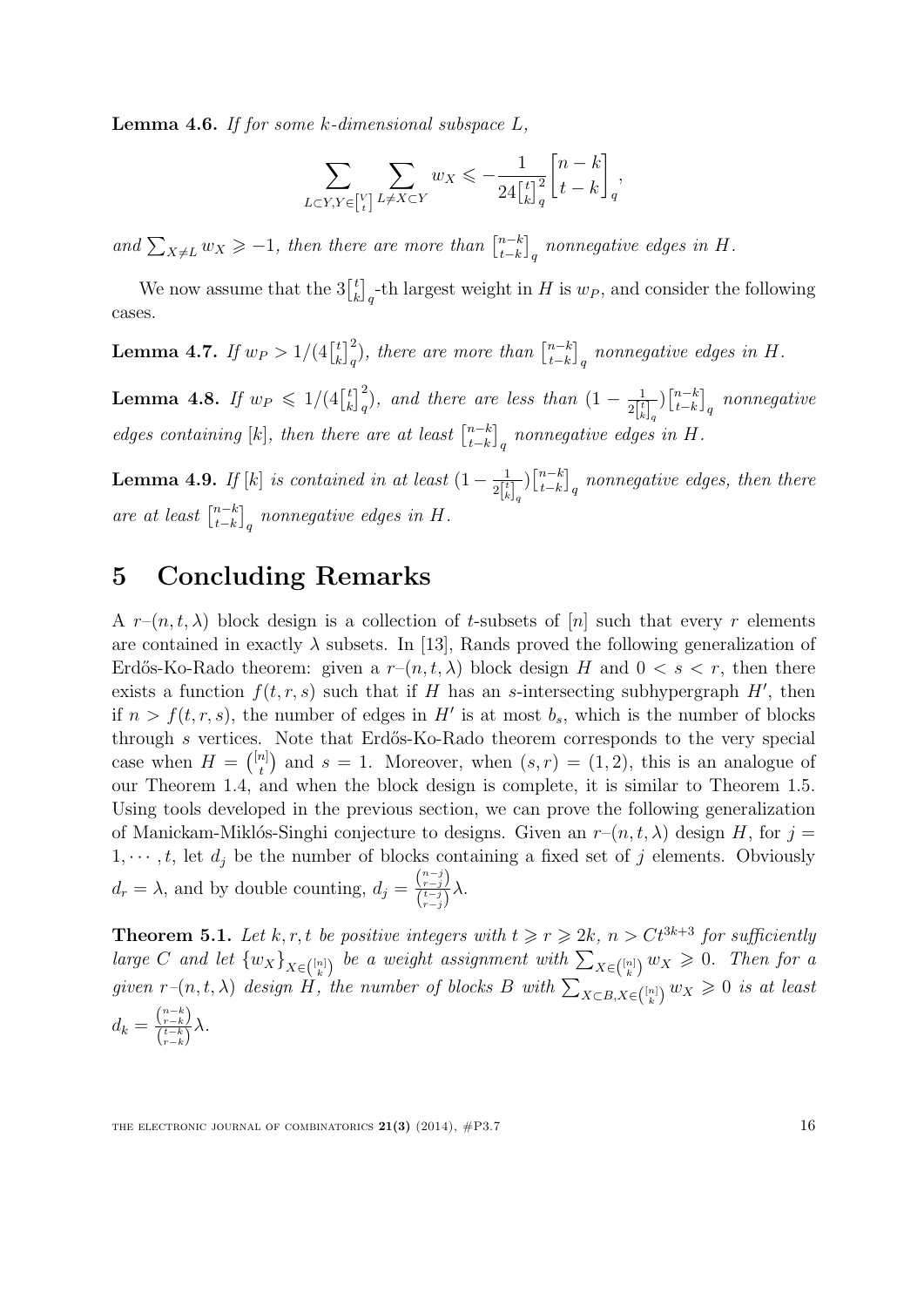**Lemma 4.6.** *If for some $k$-dimensional subspace $L$,*

$$\sum_{L\subset Y, Y\in \begin{bmatrix} V \\ t \end{bmatrix}} \sum_{L\neq X\subset Y} w_X \leqslant -\frac{1}{24\begin{bmatrix} t \\ k \end{bmatrix}_q^2}\begin{bmatrix} n-k \\ t-k \end{bmatrix}_q,$$

*and $\sum_{X\neq L} w_X \geqslant -1$, then there are more than $\begin{bmatrix} n-k \\ t-k \end{bmatrix}_q$ nonnegative edges in $H$.*

We now assume that the $3\begin{bmatrix} t \\ k \end{bmatrix}_q$-th largest weight in $H$ is $w_P$, and consider the following cases.

**Lemma 4.7.** *If $w_P > 1/(4\begin{bmatrix} t \\ k \end{bmatrix}_q^2)$, there are more than $\begin{bmatrix} n-k \\ t-k \end{bmatrix}_q$ nonnegative edges in $H$.*

**Lemma 4.8.** *If $w_P \leqslant 1/(4\begin{bmatrix} t \\ k \end{bmatrix}_q^2)$, and there are less than $(1-\frac{1}{2\begin{bmatrix} t \\ k \end{bmatrix}_q})\begin{bmatrix} n-k \\ t-k \end{bmatrix}_q$ nonnegative edges containing $[k]$, then there are at least $\begin{bmatrix} n-k \\ t-k \end{bmatrix}_q$ nonnegative edges in $H$.*

**Lemma 4.9.** *If $[k]$ is contained in at least $(1-\frac{1}{2\begin{bmatrix} t \\ k \end{bmatrix}_q})\begin{bmatrix} n-k \\ t-k \end{bmatrix}_q$ nonnegative edges, then there are at least $\begin{bmatrix} n-k \\ t-k \end{bmatrix}_q$ nonnegative edges in $H$.*

# 5 Concluding Remarks

A $r$–$(n,t,\lambda)$ block design is a collection of $t$-subsets of $[n]$ such that every $r$ elements are contained in exactly $\lambda$ subsets. In [13], Rands proved the following generalization of Erdős-Ko-Rado theorem: given a $r$–$(n,t,\lambda)$ block design $H$ and $0<s<r$, then there exists a function $f(t,r,s)$ such that if $H$ has an $s$-intersecting subhypergraph $H'$, then if $n>f(t,r,s)$, the number of edges in $H'$ is at most $b_s$, which is the number of blocks through $s$ vertices. Note that Erdős-Ko-Rado theorem corresponds to the very special case when $H=\binom{[n]}{t}$ and $s=1$. Moreover, when $(s,r)=(1,2)$, this is an analogue of our Theorem 1.4, and when the block design is complete, it is similar to Theorem 1.5. Using tools developed in the previous section, we can prove the following generalization of Manickam-Miklós-Singhi conjecture to designs. Given an $r$–$(n,t,\lambda)$ design $H$, for $j=1,\cdots,t$, let $d_j$ be the number of blocks containing a fixed set of $j$ elements. Obviously $d_r=\lambda$, and by double counting, $d_j=\frac{\binom{n-j}{r-j}}{\binom{t-j}{r-j}}\lambda$.

**Theorem 5.1.** *Let $k,r,t$ be positive integers with $t\geqslant r\geqslant 2k$, $n>Ct^{3k+3}$ for sufficiently large $C$ and let $\{w_X\}_{X\in\binom{[n]}{k}}$ be a weight assignment with $\sum_{X\in\binom{[n]}{k}} w_X\geqslant 0$. Then for a given $r$–$(n,t,\lambda)$ design $H$, the number of blocks $B$ with $\sum_{X\subset B, X\in\binom{[n]}{k}} w_X\geqslant 0$ is at least $d_k=\frac{\binom{n-k}{r-k}}{\binom{t-k}{r-k}}\lambda$.*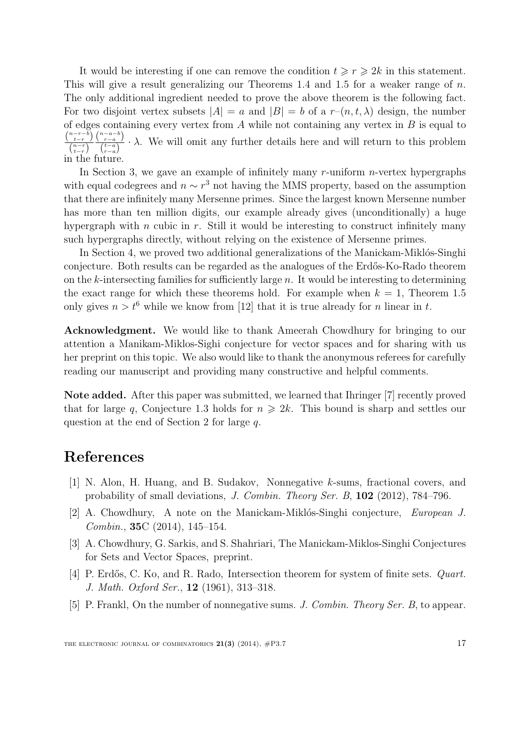It would be interesting if one can remove the condition $t \geqslant r \geqslant 2k$ in this statement. This will give a result generalizing our Theorems 1.4 and 1.5 for a weaker range of $n$. The only additional ingredient needed to prove the above theorem is the following fact. For two disjoint vertex subsets $|A| = a$ and $|B| = b$ of a $r$–$(n, t, \lambda)$ design, the number of edges containing every vertex from $A$ while not containing any vertex in $B$ is equal to $\frac{\binom{n-r-b}{t-r}}{\binom{n-r}{t-r}} \frac{\binom{n-a-b}{r-a}}{\binom{t-a}{r-a}} \cdot \lambda$. We will omit any further details here and will return to this problem in the future.

In Section 3, we gave an example of infinitely many $r$-uniform $n$-vertex hypergraphs with equal codegrees and $n \sim r^3$ not having the MMS property, based on the assumption that there are infinitely many Mersenne primes. Since the largest known Mersenne number has more than ten million digits, our example already gives (unconditionally) a huge hypergraph with $n$ cubic in $r$. Still it would be interesting to construct infinitely many such hypergraphs directly, without relying on the existence of Mersenne primes.

In Section 4, we proved two additional generalizations of the Manickam-Miklós-Singhi conjecture. Both results can be regarded as the analogues of the Erdős-Ko-Rado theorem on the $k$-intersecting families for sufficiently large $n$. It would be interesting to determining the exact range for which these theorems hold. For example when $k = 1$, Theorem 1.5 only gives $n > t^6$ while we know from [12] that it is true already for $n$ linear in $t$.

**Acknowledgment.** We would like to thank Ameerah Chowdhury for bringing to our attention a Manikam-Miklos-Sighi conjecture for vector spaces and for sharing with us her preprint on this topic. We also would like to thank the anonymous referees for carefully reading our manuscript and providing many constructive and helpful comments.

**Note added.** After this paper was submitted, we learned that Ihringer [7] recently proved that for large $q$, Conjecture 1.3 holds for $n \geqslant 2k$. This bound is sharp and settles our question at the end of Section 2 for large $q$.

## References

[1] N. Alon, H. Huang, and B. Sudakov, Nonnegative $k$-sums, fractional covers, and probability of small deviations, *J. Combin. Theory Ser. B*, **102** (2012), 784–796.

[2] A. Chowdhury, A note on the Manickam-Miklós-Singhi conjecture, *European J. Combin.*, **35**C (2014), 145–154.

[3] A. Chowdhury, G. Sarkis, and S. Shahriari, The Manickam-Miklos-Singhi Conjectures for Sets and Vector Spaces, preprint.

[4] P. Erdős, C. Ko, and R. Rado, Intersection theorem for system of finite sets. *Quart. J. Math. Oxford Ser.*, **12** (1961), 313–318.

[5] P. Frankl, On the number of nonnegative sums. *J. Combin. Theory Ser. B*, to appear.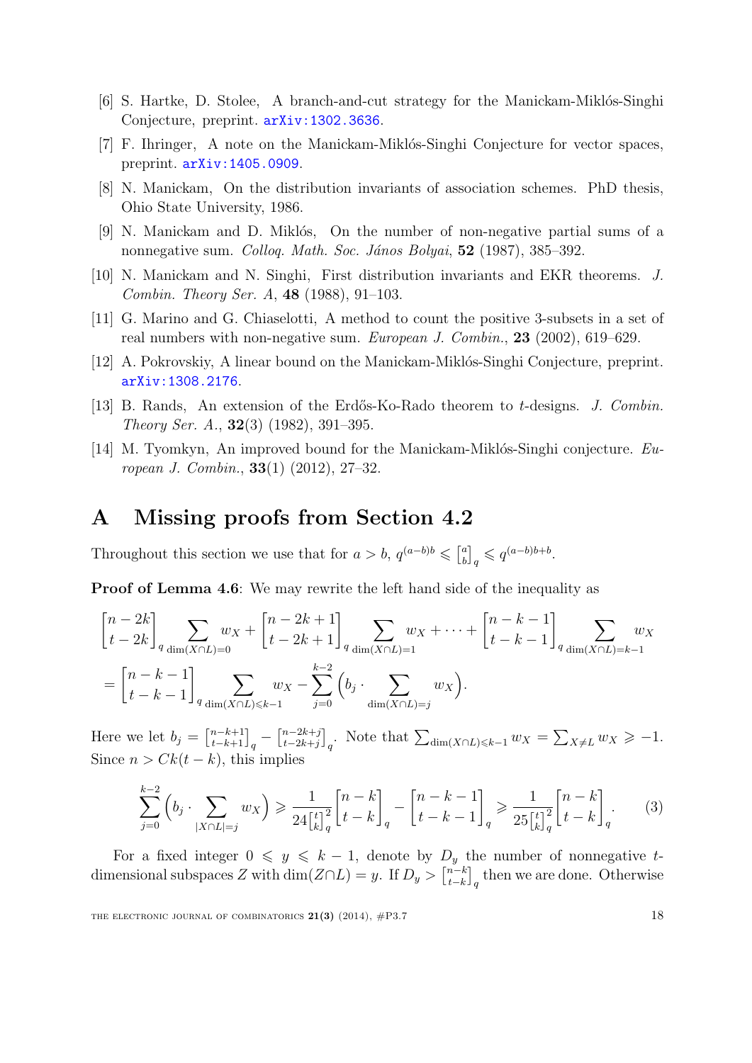[6] S. Hartke, D. Stolee, A branch-and-cut strategy for the Manickam-Miklós-Singhi Conjecture, preprint. arXiv:1302.3636.

[7] F. Ihringer, A note on the Manickam-Miklós-Singhi Conjecture for vector spaces, preprint. arXiv:1405.0909.

[8] N. Manickam, On the distribution invariants of association schemes. PhD thesis, Ohio State University, 1986.

[9] N. Manickam and D. Miklós, On the number of non-negative partial sums of a nonnegative sum. *Colloq. Math. Soc. János Bolyai*, **52** (1987), 385–392.

[10] N. Manickam and N. Singhi, First distribution invariants and EKR theorems. *J. Combin. Theory Ser. A*, **48** (1988), 91–103.

[11] G. Marino and G. Chiaselotti, A method to count the positive 3-subsets in a set of real numbers with non-negative sum. *European J. Combin.*, **23** (2002), 619–629.

[12] A. Pokrovskiy, A linear bound on the Manickam-Miklós-Singhi Conjecture, preprint. arXiv:1308.2176.

[13] B. Rands, An extension of the Erdős-Ko-Rado theorem to $t$-designs. *J. Combin. Theory Ser. A.*, **32**(3) (1982), 391–395.

[14] M. Tyomkyn, An improved bound for the Manickam-Miklós-Singhi conjecture. *European J. Combin.*, **33**(1) (2012), 27–32.

# A Missing proofs from Section 4.2

Throughout this section we use that for $a > b$, $q^{(a-b)b} \leqslant \begin{bmatrix} a \\ b \end{bmatrix}_q \leqslant q^{(a-b)b+b}$.

**Proof of Lemma 4.6**: We may rewrite the left hand side of the inequality as

$$\begin{bmatrix} n-2k \\ t-2k \end{bmatrix}_q \sum_{\dim(X\cap L)=0} w_X + \begin{bmatrix} n-2k+1 \\ t-2k+1 \end{bmatrix}_q \sum_{\dim(X\cap L)=1} w_X + \cdots + \begin{bmatrix} n-k-1 \\ t-k-1 \end{bmatrix}_q \sum_{\dim(X\cap L)=k-1} w_X$$

$$= \begin{bmatrix} n-k-1 \\ t-k-1 \end{bmatrix}_q \sum_{\dim(X\cap L)\leqslant k-1} w_X - \sum_{j=0}^{k-2} \Big( b_j \cdot \sum_{\dim(X\cap L)=j} w_X \Big).$$

Here we let $b_j = \begin{bmatrix} n-k+1 \\ t-k+1 \end{bmatrix}_q - \begin{bmatrix} n-2k+j \\ t-2k+j \end{bmatrix}_q$. Note that $\sum_{\dim(X\cap L)\leqslant k-1} w_X = \sum_{X\neq L} w_X \geqslant -1$. Since $n > Ck(t-k)$, this implies

$$\sum_{j=0}^{k-2} \Big( b_j \cdot \sum_{|X\cap L|=j} w_X \Big) \geqslant \frac{1}{24\begin{bmatrix} t \\ k \end{bmatrix}_q^2} \begin{bmatrix} n-k \\ t-k \end{bmatrix}_q - \begin{bmatrix} n-k-1 \\ t-k-1 \end{bmatrix}_q \geqslant \frac{1}{25\begin{bmatrix} t \\ k \end{bmatrix}_q^2} \begin{bmatrix} n-k \\ t-k \end{bmatrix}_q. \tag{3}$$

For a fixed integer $0 \leqslant y \leqslant k-1$, denote by $D_y$ the number of nonnegative $t$-dimensional subspaces $Z$ with $\dim(Z\cap L) = y$. If $D_y > \begin{bmatrix} n-k \\ t-k \end{bmatrix}_q$ then we are done. Otherwise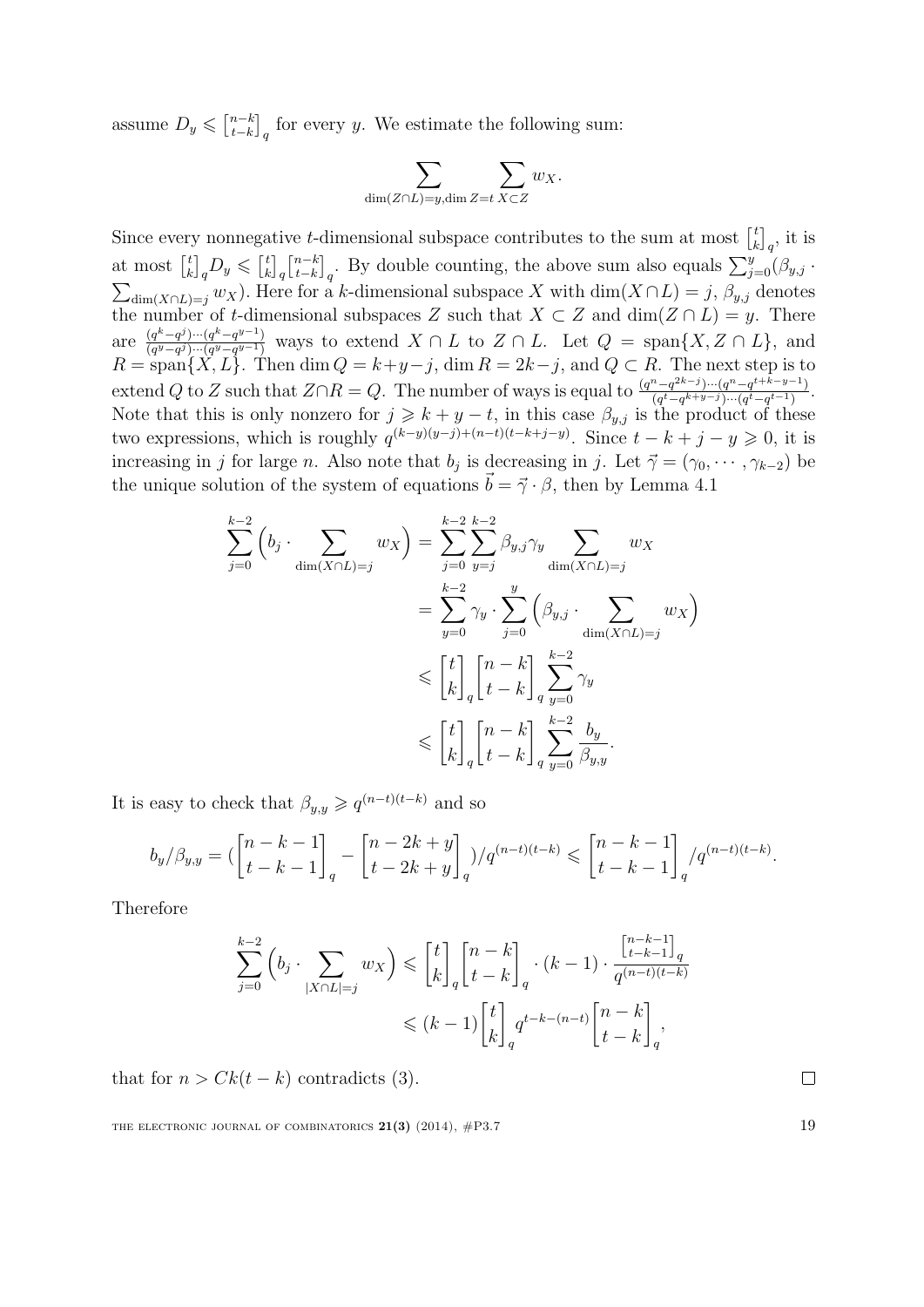assume $D_y \leqslant \begin{bmatrix} n-k \\ t-k \end{bmatrix}_q$ for every $y$. We estimate the following sum:

$$\sum_{\dim(Z\cap L)=y, \dim Z=t} \sum_{X\subset Z} w_X.$$

Since every nonnegative $t$-dimensional subspace contributes to the sum at most $\begin{bmatrix} t \\ k \end{bmatrix}_q$, it is at most $\begin{bmatrix} t \\ k \end{bmatrix}_q D_y \leqslant \begin{bmatrix} t \\ k \end{bmatrix}_q \begin{bmatrix} n-k \\ t-k \end{bmatrix}_q$. By double counting, the above sum also equals $\sum_{j=0}^{y}(\beta_{y,j} \cdot \sum_{\dim(X\cap L)=j} w_X)$. Here for a $k$-dimensional subspace $X$ with $\dim(X\cap L)=j$, $\beta_{y,j}$ denotes the number of $t$-dimensional subspaces $Z$ such that $X\subset Z$ and $\dim(Z\cap L)=y$. There are $\frac{(q^k-q^j)\cdots(q^k-q^{y-1})}{(q^y-q^j)\cdots(q^y-q^{y-1})}$ ways to extend $X\cap L$ to $Z\cap L$. Let $Q=\operatorname{span}\{X, Z\cap L\}$, and $R=\operatorname{span}\{X,L\}$. Then $\dim Q = k+y-j$, $\dim R = 2k-j$, and $Q\subset R$. The next step is to extend $Q$ to $Z$ such that $Z\cap R = Q$. The number of ways is equal to $\frac{(q^n-q^{2k-j})\cdots(q^n-q^{t+k-y-1})}{(q^t-q^{k+y-j})\cdots(q^t-q^{t-1})}$. Note that this is only nonzero for $j\geqslant k+y-t$, in this case $\beta_{y,j}$ is the product of these two expressions, which is roughly $q^{(k-y)(y-j)+(n-t)(t-k+j-y)}$. Since $t-k+j-y\geqslant 0$, it is increasing in $j$ for large $n$. Also note that $b_j$ is decreasing in $j$. Let $\vec{\gamma}=(\gamma_0,\cdots,\gamma_{k-2})$ be the unique solution of the system of equations $\vec{b}=\vec{\gamma}\cdot\beta$, then by Lemma 4.1

$$\begin{aligned}
\sum_{j=0}^{k-2}\Big(b_j\cdot \sum_{\dim(X\cap L)=j} w_X\Big) &= \sum_{j=0}^{k-2}\sum_{y=j}^{k-2}\beta_{y,j}\gamma_y \sum_{\dim(X\cap L)=j} w_X \\
&= \sum_{y=0}^{k-2}\gamma_y\cdot\sum_{j=0}^{y}\Big(\beta_{y,j}\cdot \sum_{\dim(X\cap L)=j} w_X\Big) \\
&\leqslant \begin{bmatrix} t \\ k \end{bmatrix}_q \begin{bmatrix} n-k \\ t-k \end{bmatrix}_q \sum_{y=0}^{k-2}\gamma_y \\
&\leqslant \begin{bmatrix} t \\ k \end{bmatrix}_q \begin{bmatrix} n-k \\ t-k \end{bmatrix}_q \sum_{y=0}^{k-2}\frac{b_y}{\beta_{y,y}}.
\end{aligned}$$

It is easy to check that $\beta_{y,y}\geqslant q^{(n-t)(t-k)}$ and so

$$b_y/\beta_{y,y} = \Big(\begin{bmatrix} n-k-1 \\ t-k-1 \end{bmatrix}_q - \begin{bmatrix} n-2k+y \\ t-2k+y \end{bmatrix}_q\Big)/q^{(n-t)(t-k)} \leqslant \begin{bmatrix} n-k-1 \\ t-k-1 \end{bmatrix}_q / q^{(n-t)(t-k)}.$$

Therefore

$$\begin{aligned}
\sum_{j=0}^{k-2}\Big(b_j\cdot \sum_{|X\cap L|=j} w_X\Big) &\leqslant \begin{bmatrix} t \\ k \end{bmatrix}_q \begin{bmatrix} n-k \\ t-k \end{bmatrix}_q \cdot (k-1)\cdot \frac{\begin{bmatrix} n-k-1 \\ t-k-1 \end{bmatrix}_q}{q^{(n-t)(t-k)}} \\
&\leqslant (k-1)\begin{bmatrix} t \\ k \end{bmatrix}_q q^{t-k-(n-t)}\begin{bmatrix} n-k \\ t-k \end{bmatrix}_q,
\end{aligned}$$

that for $n > Ck(t-k)$ contradicts (3). $\square$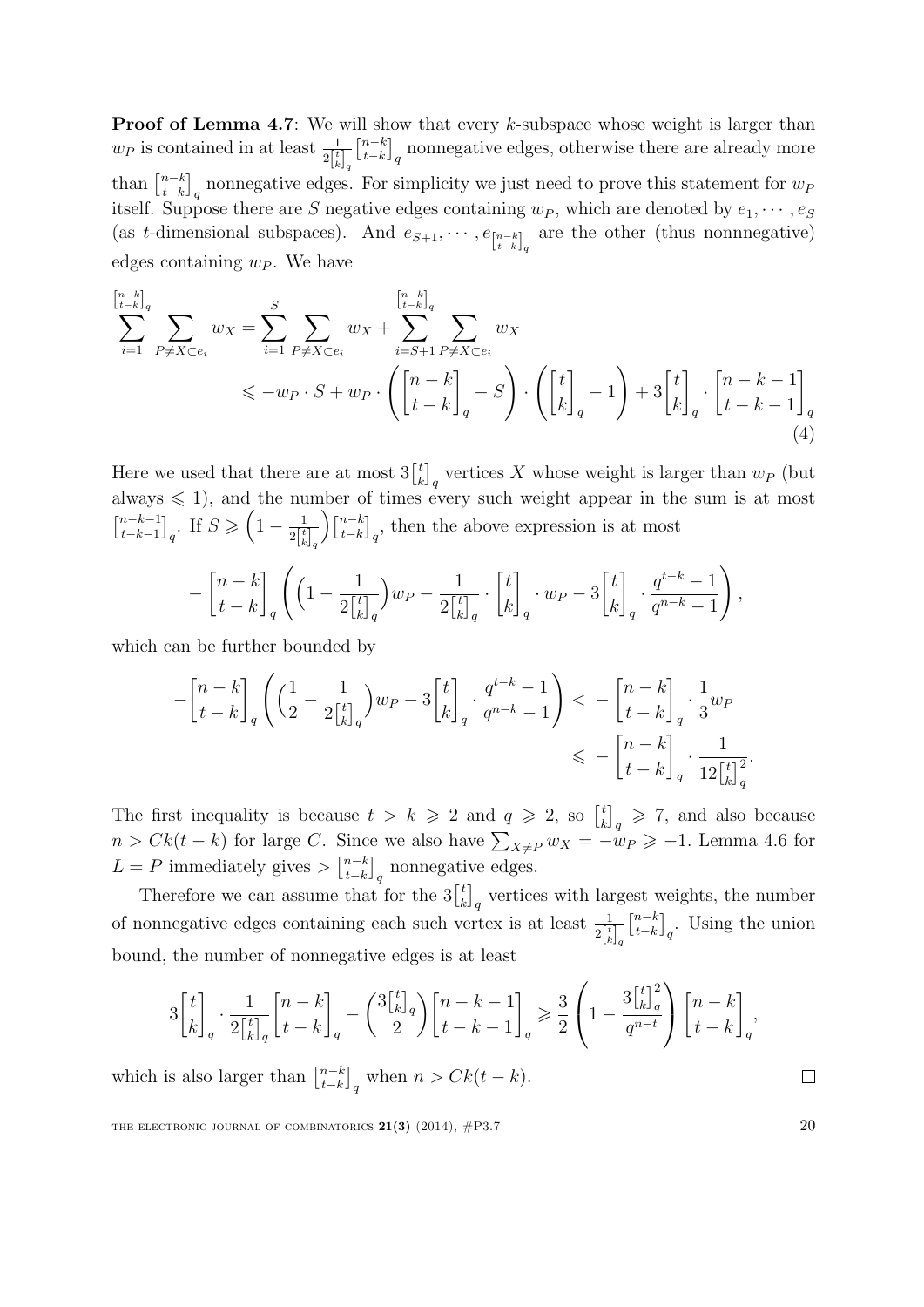**Proof of Lemma 4.7**: We will show that every $k$-subspace whose weight is larger than $w_P$ is contained in at least $\frac{1}{2\left[{t \atop k}\right]_q}\left[{n-k \atop t-k}\right]_q$ nonnegative edges, otherwise there are already more than $\left[{n-k \atop t-k}\right]_q$ nonnegative edges. For simplicity we just need to prove this statement for $w_P$ itself. Suppose there are $S$ negative edges containing $w_P$, which are denoted by $e_1, \cdots, e_S$ (as $t$-dimensional subspaces). And $e_{S+1}, \cdots, e_{\left[{n-k \atop t-k}\right]_q}$ are the other (thus nonnnegative) edges containing $w_P$. We have

$$
\begin{aligned}
\sum_{i=1}^{\left[{n-k \atop t-k}\right]_q} \sum_{P \neq X \subset e_i} w_X &= \sum_{i=1}^{S} \sum_{P \neq X \subset e_i} w_X + \sum_{i=S+1}^{\left[{n-k \atop t-k}\right]_q} \sum_{P \neq X \subset e_i} w_X \\
&\leqslant -w_P \cdot S + w_P \cdot \left( \begin{bmatrix} n-k \\ t-k \end{bmatrix}_q - S \right) \cdot \left( \begin{bmatrix} t \\ k \end{bmatrix}_q - 1 \right) + 3\begin{bmatrix} t \\ k \end{bmatrix}_q \cdot \begin{bmatrix} n-k-1 \\ t-k-1 \end{bmatrix}_q
\end{aligned}
\tag{4}
$$

Here we used that there are at most $3\left[{t \atop k}\right]_q$ vertices $X$ whose weight is larger than $w_P$ (but always $\leqslant 1$), and the number of times every such weight appear in the sum is at most $\left[{n-k-1 \atop t-k-1}\right]_q$. If $S \geqslant \left(1 - \frac{1}{2\left[{t \atop k}\right]_q}\right)\left[{n-k \atop t-k}\right]_q$, then the above expression is at most

$$
-\begin{bmatrix} n-k \\ t-k \end{bmatrix}_q \left( \Big(1 - \frac{1}{2\left[{t \atop k}\right]_q}\Big) w_P - \frac{1}{2\left[{t \atop k}\right]_q} \cdot \begin{bmatrix} t \\ k \end{bmatrix}_q \cdot w_P - 3\begin{bmatrix} t \\ k \end{bmatrix}_q \cdot \frac{q^{t-k}-1}{q^{n-k}-1} \right),
$$

which can be further bounded by

$$
\begin{aligned}
-\begin{bmatrix} n-k \\ t-k \end{bmatrix}_q \left( \Big(\frac{1}{2} - \frac{1}{2\left[{t \atop k}\right]_q}\Big) w_P - 3\begin{bmatrix} t \\ k \end{bmatrix}_q \cdot \frac{q^{t-k}-1}{q^{n-k}-1} \right) &< -\begin{bmatrix} n-k \\ t-k \end{bmatrix}_q \cdot \frac{1}{3} w_P \\
&\leqslant -\begin{bmatrix} n-k \\ t-k \end{bmatrix}_q \cdot \frac{1}{12\left[{t \atop k}\right]_q^2}.
\end{aligned}
$$

The first inequality is because $t > k \geqslant 2$ and $q \geqslant 2$, so $\left[{t \atop k}\right]_q \geqslant 7$, and also because $n > Ck(t-k)$ for large $C$. Since we also have $\sum_{X \neq P} w_X = -w_P \geqslant -1$. Lemma 4.6 for $L = P$ immediately gives $> \left[{n-k \atop t-k}\right]_q$ nonnegative edges.

Therefore we can assume that for the $3\left[{t \atop k}\right]_q$ vertices with largest weights, the number of nonnegative edges containing each such vertex is at least $\frac{1}{2\left[{t \atop k}\right]_q}\left[{n-k \atop t-k}\right]_q$. Using the union bound, the number of nonnegative edges is at least

$$
3\begin{bmatrix} t \\ k \end{bmatrix}_q \cdot \frac{1}{2\left[{t \atop k}\right]_q} \begin{bmatrix} n-k \\ t-k \end{bmatrix}_q - \binom{3\left[{t \atop k}\right]_q}{2} \begin{bmatrix} n-k-1 \\ t-k-1 \end{bmatrix}_q \geqslant \frac{3}{2}\left(1 - \frac{3\left[{t \atop k}\right]_q^2}{q^{n-t}}\right)\begin{bmatrix} n-k \\ t-k \end{bmatrix}_q,
$$

which is also larger than $\left[{n-k \atop t-k}\right]_q$ when $n > Ck(t-k)$. $\square$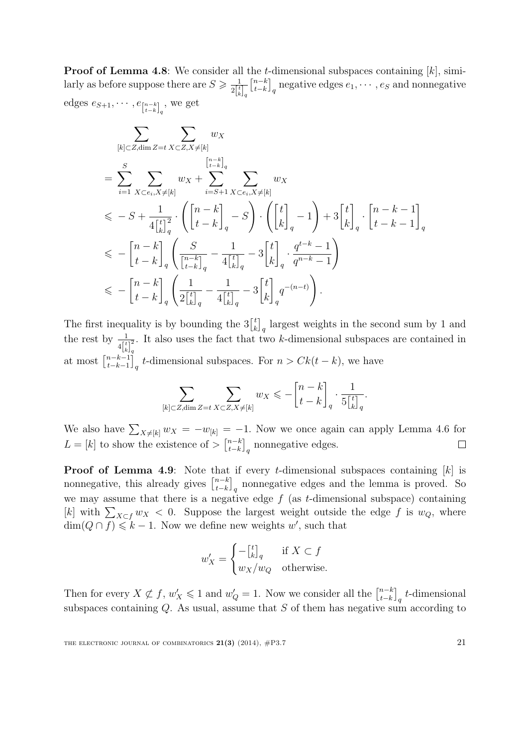**Proof of Lemma 4.8**: We consider all the $t$-dimensional subspaces containing $[k]$, similarly as before suppose there are $S \geqslant \frac{1}{2\left[{t \atop k}\right]_q}\left[{n-k \atop t-k}\right]_q$ negative edges $e_1, \cdots, e_S$ and nonnegative edges $e_{S+1}, \cdots, e_{\left[{n-k \atop t-k}\right]_q}$, we get

$$
\begin{aligned}
&\sum_{[k]\subset Z, \dim Z = t} \ \sum_{X \subset Z, X \neq [k]} w_X \\
&= \sum_{i=1}^{S} \sum_{X\subset e_i, X\neq [k]} w_X + \sum_{i=S+1}^{\left[{n-k \atop t-k}\right]_q} \sum_{X\subset e_i, X\neq [k]} w_X \\
&\leqslant -S + \frac{1}{4\left[{t \atop k}\right]_q^2} \cdot \left( \begin{bmatrix} n-k \\ t-k \end{bmatrix}_q - S \right) \cdot \left( \begin{bmatrix} t \\ k \end{bmatrix}_q - 1 \right) + 3\begin{bmatrix} t \\ k \end{bmatrix}_q \cdot \begin{bmatrix} n-k-1 \\ t-k-1 \end{bmatrix}_q \\
&\leqslant -\begin{bmatrix} n-k \\ t-k \end{bmatrix}_q \left( \frac{S}{\left[{n-k \atop t-k}\right]_q} - \frac{1}{4\left[{t \atop k}\right]_q} - 3\begin{bmatrix} t \\ k \end{bmatrix}_q \cdot \frac{q^{t-k}-1}{q^{n-k}-1} \right) \\
&\leqslant -\begin{bmatrix} n-k \\ t-k \end{bmatrix}_q \left( \frac{1}{2\left[{t \atop k}\right]_q} - \frac{1}{4\left[{t \atop k}\right]_q} - 3\begin{bmatrix} t \\ k \end{bmatrix}_q q^{-(n-t)} \right).
\end{aligned}
$$

The first inequality is by bounding the $3\left[{t \atop k}\right]_q$ largest weights in the second sum by 1 and the rest by $\frac{1}{4\left[{t \atop k}\right]_q^2}$. It also uses the fact that two $k$-dimensional subspaces are contained in at most $\left[{n-k-1 \atop t-k-1}\right]_q$ $t$-dimensional subspaces. For $n > Ck(t-k)$, we have

$$
\sum_{[k]\subset Z, \dim Z = t} \ \sum_{X \subset Z, X \neq [k]} w_X \leqslant -\begin{bmatrix} n-k \\ t-k \end{bmatrix}_q \cdot \frac{1}{5\left[{t \atop k}\right]_q}.
$$

We also have $\sum_{X\neq[k]} w_X = -w_{[k]} = -1$. Now we once again can apply Lemma 4.6 for $L = [k]$ to show the existence of $> \left[{n-k \atop t-k}\right]_q$ nonnegative edges. $\square$

**Proof of Lemma 4.9**: Note that if every $t$-dimensional subspaces containing $[k]$ is nonnegative, this already gives $\left[{n-k \atop t-k}\right]_q$ nonnegative edges and the lemma is proved. So we may assume that there is a negative edge $f$ (as $t$-dimensional subspace) containing $[k]$ with $\sum_{X\subset f} w_X < 0$. Suppose the largest weight outside the edge $f$ is $w_Q$, where $\dim(Q \cap f) \leqslant k-1$. Now we define new weights $w'$, such that

$$
w'_X = \begin{cases} -\left[{t \atop k}\right]_q & \text{if } X \subset f \\ w_X / w_Q & \text{otherwise.} \end{cases}
$$

Then for every $X \not\subset f$, $w'_X \leqslant 1$ and $w'_Q = 1$. Now we consider all the $\left[{n-k \atop t-k}\right]_q$ $t$-dimensional subspaces containing $Q$. As usual, assume that $S$ of them has negative sum according to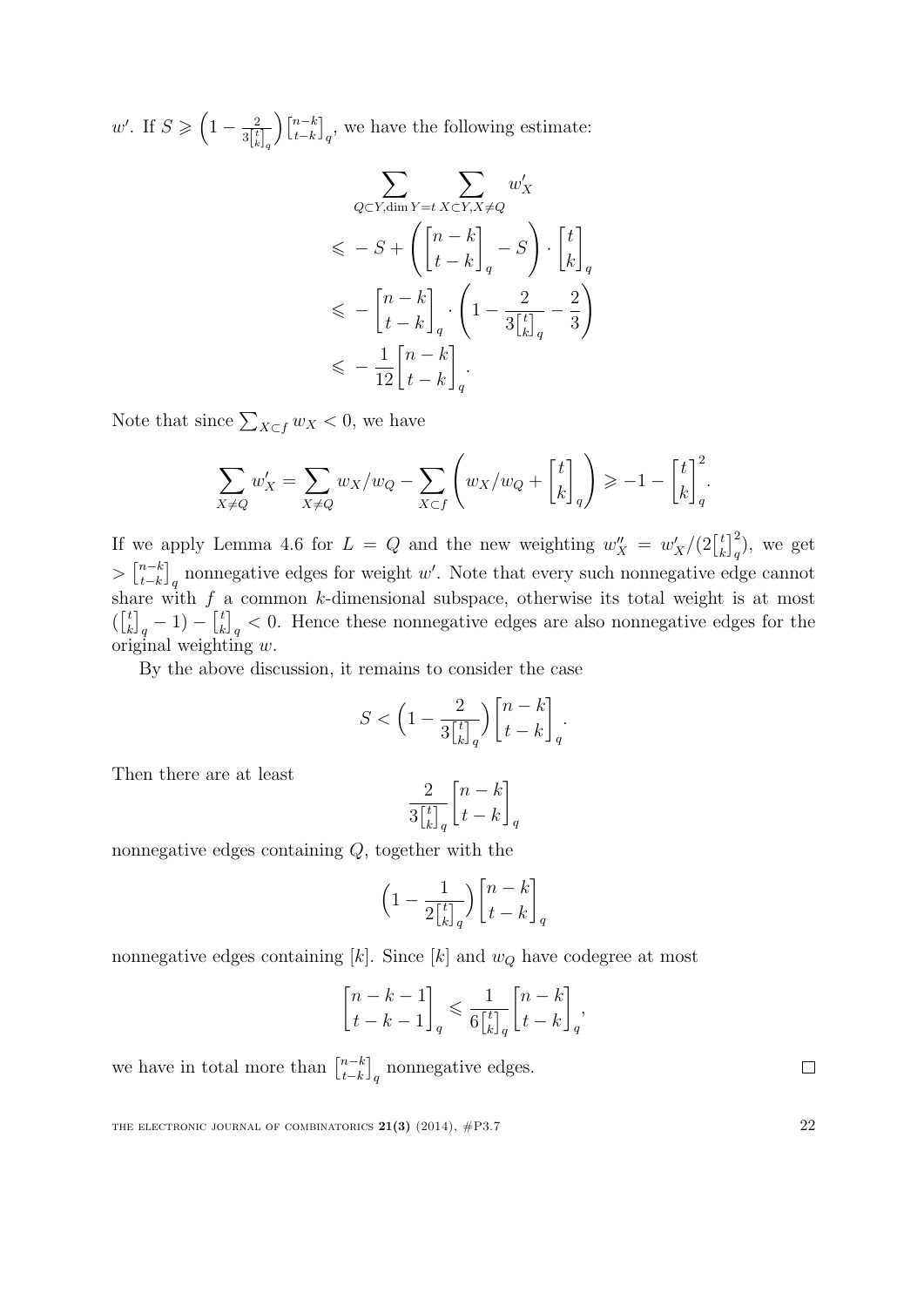$w'$. If $S \geqslant \left(1 - \frac{2}{3\left[{t \atop k}\right]_q}\right)\left[{n-k \atop t-k}\right]_q$, we have the following estimate:

$$
\begin{aligned}
&\sum_{Q\subset Y, \dim Y = t} \sum_{X \subset Y, X \neq Q} w'_X \\
&\leqslant -S + \left(\begin{bmatrix} n-k \\ t-k \end{bmatrix}_q - S\right) \cdot \begin{bmatrix} t \\ k \end{bmatrix}_q \\
&\leqslant -\begin{bmatrix} n-k \\ t-k \end{bmatrix}_q \cdot \left(1 - \frac{2}{3\left[{t \atop k}\right]_q} - \frac{2}{3}\right) \\
&\leqslant -\frac{1}{12}\begin{bmatrix} n-k \\ t-k \end{bmatrix}_q .
\end{aligned}
$$

Note that since $\sum_{X\subset f} w_X < 0$, we have

$$
\sum_{X \neq Q} w'_X = \sum_{X\neq Q} w_X / w_Q - \sum_{X \subset f}\left(w_X/w_Q + \begin{bmatrix} t \\ k \end{bmatrix}_q\right) \geqslant -1 - \begin{bmatrix} t \\ k \end{bmatrix}_q^2 .
$$

If we apply Lemma 4.6 for $L = Q$ and the new weighting $w''_X = w'_X/(2\left[{t \atop k}\right]_q^2)$, we get $> \left[{n-k \atop t-k}\right]_q$ nonnegative edges for weight $w'$. Note that every such nonnegative edge cannot share with $f$ a common $k$-dimensional subspace, otherwise its total weight is at most $(\left[{t \atop k}\right]_q - 1) - \left[{t \atop k}\right]_q < 0$. Hence these nonnegative edges are also nonnegative edges for the original weighting $w$.

By the above discussion, it remains to consider the case

$$
S < \left(1 - \frac{2}{3\left[{t \atop k}\right]_q}\right)\begin{bmatrix} n-k \\ t-k \end{bmatrix}_q .
$$

Then there are at least

$$
\frac{2}{3\left[{t \atop k}\right]_q}\begin{bmatrix} n-k \\ t-k \end{bmatrix}_q
$$

nonnegative edges containing $Q$, together with the

$$
\left(1 - \frac{1}{2\left[{t \atop k}\right]_q}\right)\begin{bmatrix} n-k \\ t-k \end{bmatrix}_q
$$

nonnegative edges containing $[k]$. Since $[k]$ and $w_Q$ have codegree at most

$$
\begin{bmatrix} n-k-1 \\ t-k-1 \end{bmatrix}_q \leqslant \frac{1}{6\left[{t \atop k}\right]_q}\begin{bmatrix} n-k \\ t-k \end{bmatrix}_q ,
$$

we have in total more than $\left[{n-k \atop t-k}\right]_q$ nonnegative edges. □